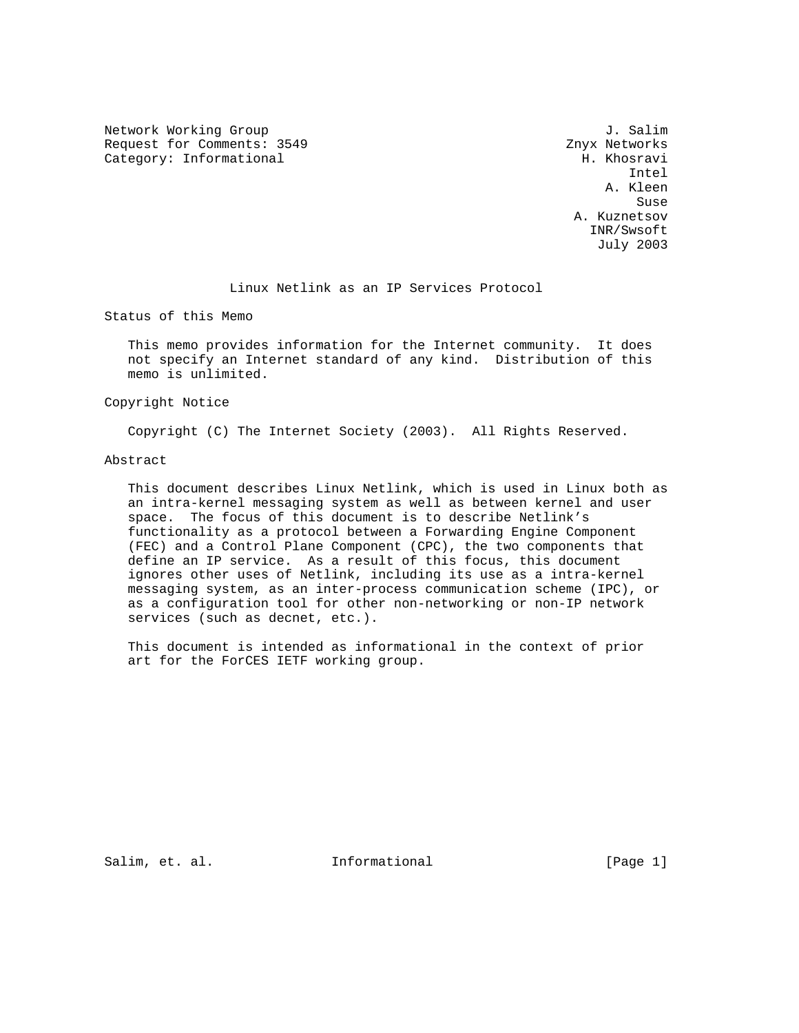Network Working Group                                           J. Salim
Request for Comments: 3549                                Znyx Networks
Category: Informational                                      H. Khosravi
                                                                   Intel
                                                                A. Kleen
                                                                    Suse
                                                           A. Kuznetsov
                                                             INR/Swsoft
                                                               July 2003

# Linux Netlink as an IP Services Protocol

## Status of this Memo

This memo provides information for the Internet community. It does not specify an Internet standard of any kind. Distribution of this memo is unlimited.

## Copyright Notice

Copyright (C) The Internet Society (2003). All Rights Reserved.

## Abstract

This document describes Linux Netlink, which is used in Linux both as an intra-kernel messaging system as well as between kernel and user space. The focus of this document is to describe Netlink's functionality as a protocol between a Forwarding Engine Component (FEC) and a Control Plane Component (CPC), the two components that define an IP service. As a result of this focus, this document ignores other uses of Netlink, including its use as a intra-kernel messaging system, as an inter-process communication scheme (IPC), or as a configuration tool for other non-networking or non-IP network services (such as decnet, etc.).

This document is intended as informational in the context of prior art for the ForCES IETF working group.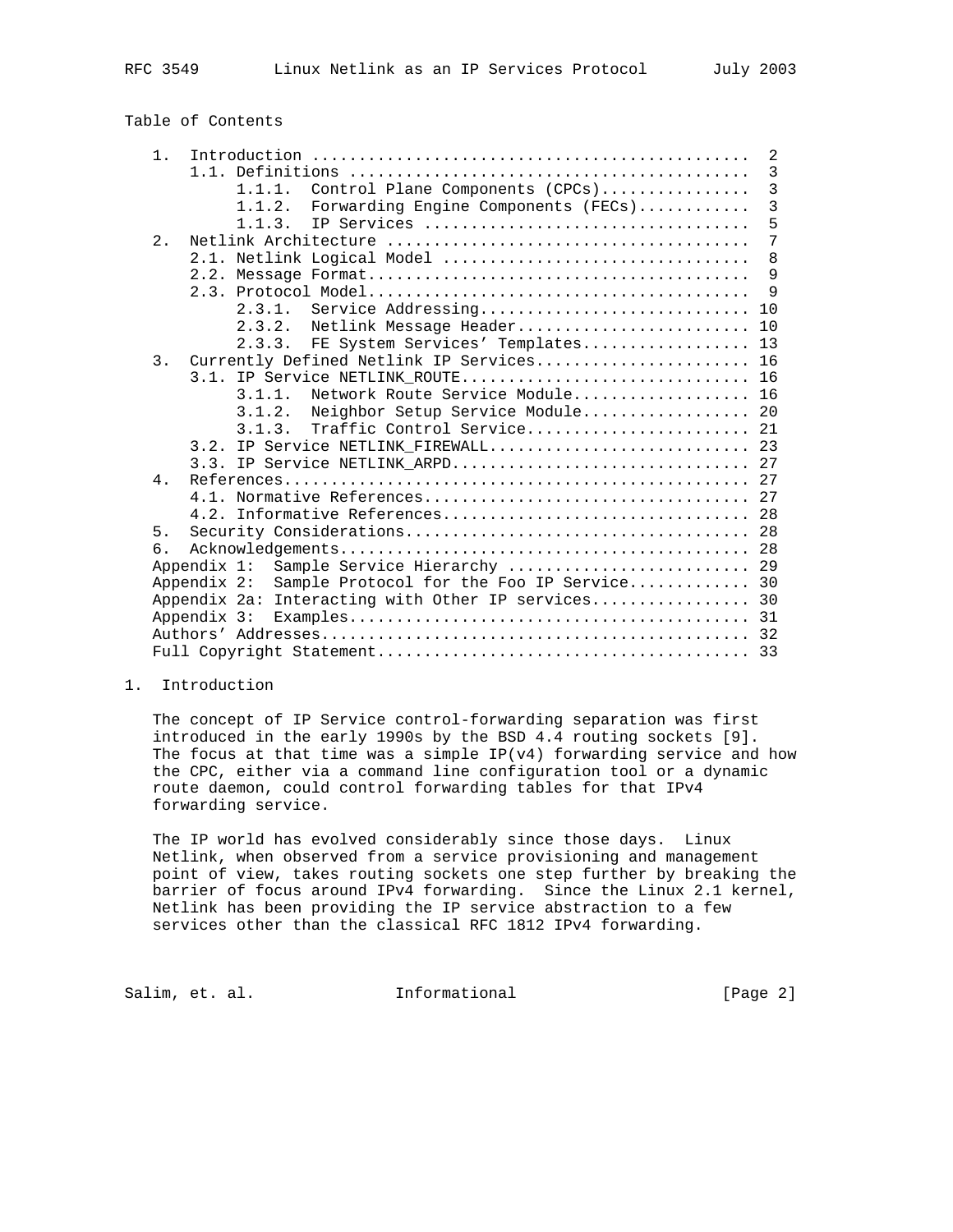Table of Contents

```
   1.  Introduction .............................................  2
       1.1. Definitions .........................................  3
            1.1.1.  Control Plane Components (CPCs)...............  3
            1.1.2.  Forwarding Engine Components (FECs)...........  3
            1.1.3.  IP Services ..................................  5
   2.  Netlink Architecture .....................................  7
       2.1. Netlink Logical Model ................................  8
       2.2. Message Format........................................  9
       2.3. Protocol Model........................................  9
            2.3.1.  Service Addressing............................ 10
            2.3.2.  Netlink Message Header........................ 10
            2.3.3.  FE System Services' Templates................. 13
   3.  Currently Defined Netlink IP Services...................... 16
       3.1. IP Service NETLINK_ROUTE.............................. 16
            3.1.1.  Network Route Service Module.................. 16
            3.1.2.  Neighbor Setup Service Module................. 20
            3.1.3.  Traffic Control Service....................... 21
       3.2. IP Service NETLINK_FIREWALL........................... 23
       3.3. IP Service NETLINK_ARPD............................... 27
   4.  References................................................. 27
       4.1. Normative References.................................. 27
       4.2. Informative References................................ 28
   5.  Security Considerations.................................... 28
   6.  Acknowledgements........................................... 28
   Appendix 1:  Sample Service Hierarchy ......................... 29
   Appendix 2:  Sample Protocol for the Foo IP Service............ 30
   Appendix 2a: Interacting with Other IP services................ 30
   Appendix 3:  Examples.......................................... 31
   Authors' Addresses............................................. 32
   Full Copyright Statement....................................... 33
```

## 1. Introduction

The concept of IP Service control-forwarding separation was first introduced in the early 1990s by the BSD 4.4 routing sockets [9]. The focus at that time was a simple IP(v4) forwarding service and how the CPC, either via a command line configuration tool or a dynamic route daemon, could control forwarding tables for that IPv4 forwarding service.

The IP world has evolved considerably since those days. Linux Netlink, when observed from a service provisioning and management point of view, takes routing sockets one step further by breaking the barrier of focus around IPv4 forwarding. Since the Linux 2.1 kernel, Netlink has been providing the IP service abstraction to a few services other than the classical RFC 1812 IPv4 forwarding.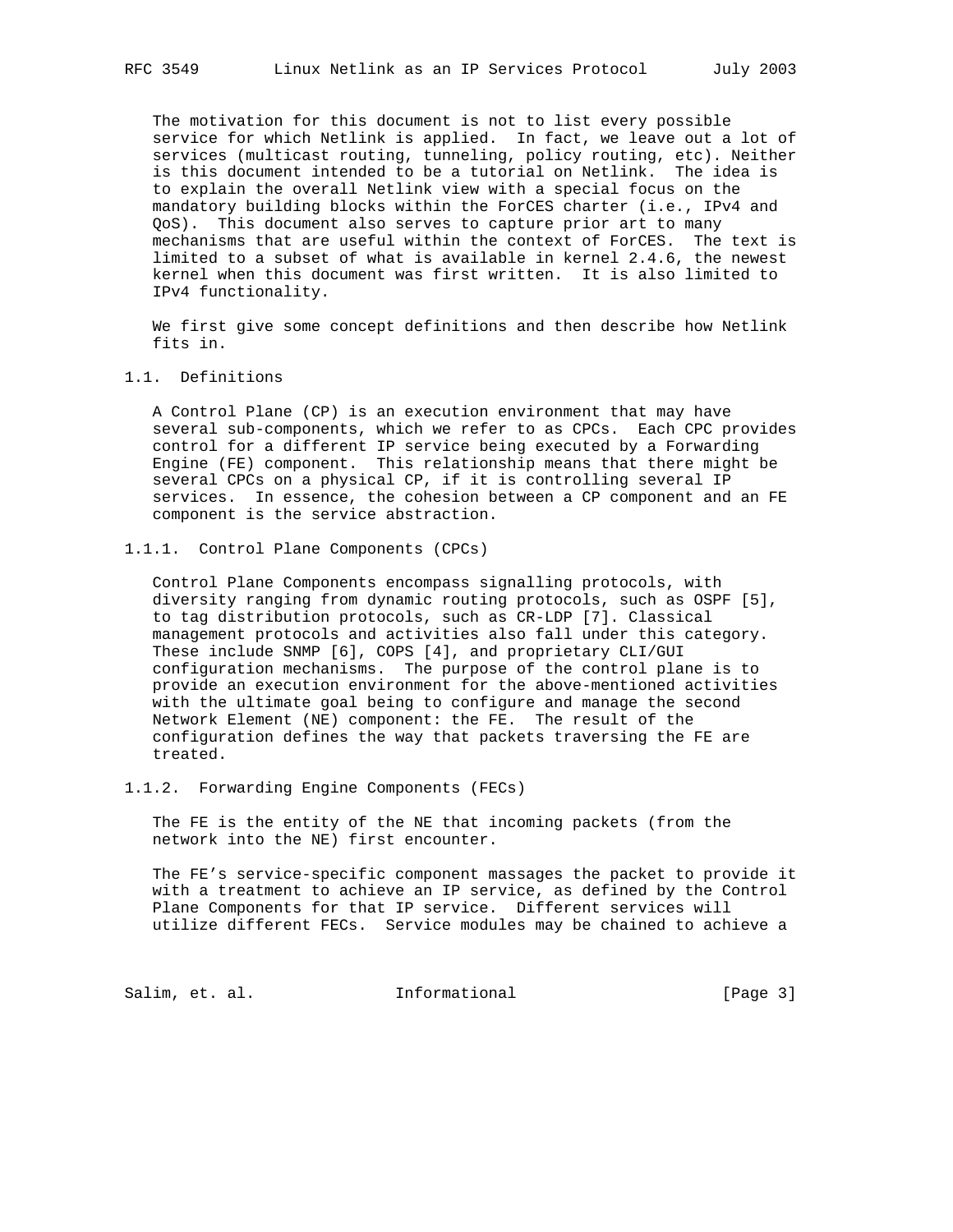The motivation for this document is not to list every possible service for which Netlink is applied. In fact, we leave out a lot of services (multicast routing, tunneling, policy routing, etc). Neither is this document intended to be a tutorial on Netlink. The idea is to explain the overall Netlink view with a special focus on the mandatory building blocks within the ForCES charter (i.e., IPv4 and QoS). This document also serves to capture prior art to many mechanisms that are useful within the context of ForCES. The text is limited to a subset of what is available in kernel 2.4.6, the newest kernel when this document was first written. It is also limited to IPv4 functionality.

We first give some concept definitions and then describe how Netlink fits in.

### 1.1. Definitions

A Control Plane (CP) is an execution environment that may have several sub-components, which we refer to as CPCs. Each CPC provides control for a different IP service being executed by a Forwarding Engine (FE) component. This relationship means that there might be several CPCs on a physical CP, if it is controlling several IP services. In essence, the cohesion between a CP component and an FE component is the service abstraction.

#### 1.1.1. Control Plane Components (CPCs)

Control Plane Components encompass signalling protocols, with diversity ranging from dynamic routing protocols, such as OSPF [5], to tag distribution protocols, such as CR-LDP [7]. Classical management protocols and activities also fall under this category. These include SNMP [6], COPS [4], and proprietary CLI/GUI configuration mechanisms. The purpose of the control plane is to provide an execution environment for the above-mentioned activities with the ultimate goal being to configure and manage the second Network Element (NE) component: the FE. The result of the configuration defines the way that packets traversing the FE are treated.

#### 1.1.2. Forwarding Engine Components (FECs)

The FE is the entity of the NE that incoming packets (from the network into the NE) first encounter.

The FE's service-specific component massages the packet to provide it with a treatment to achieve an IP service, as defined by the Control Plane Components for that IP service. Different services will utilize different FECs. Service modules may be chained to achieve a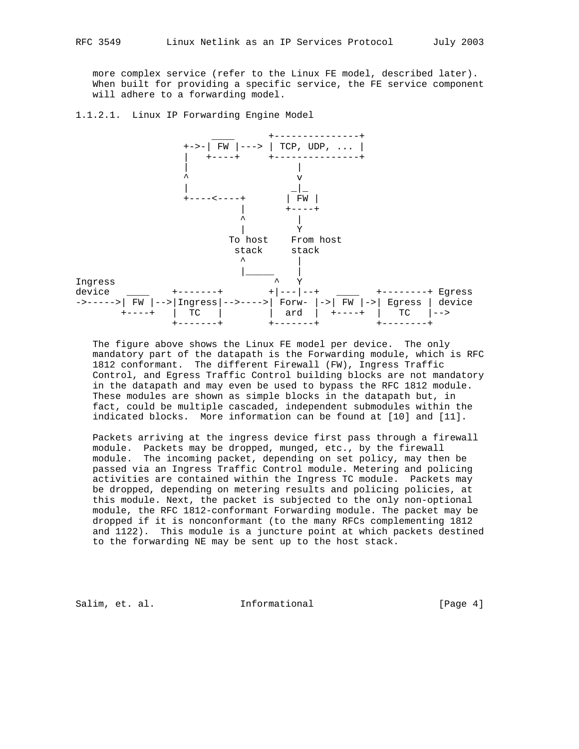more complex service (refer to the Linux FE model, described later). When built for providing a specific service, the FE service component will adhere to a forwarding model.

#### 1.1.2.1. Linux IP Forwarding Engine Model

```
                         ____       +---------------+
                    +->-| FW |---> | TCP, UDP, ... |
                    |   +----+     +---------------+
                    |                   |
                    ^                   v
                    |                  _|_
                    +----<----+       | FW |
                              |       +----+
                              ^         |
                              |         Y
                           To host    From host
                            stack     stack
                              ^         |
                              |_____    |
Ingress                             ^   Y
device   ____     +-------+        +|---|--+   ____   +--------+ Egress
->----->| FW |-->|Ingress|-->---->| Forw- |->| FW |->| Egress | device
       +----+   |  TC   |        |  ard  |  +----+  |   TC   |-->
                +-------+        +-------+          +--------+
```

The figure above shows the Linux FE model per device. The only mandatory part of the datapath is the Forwarding module, which is RFC 1812 conformant. The different Firewall (FW), Ingress Traffic Control, and Egress Traffic Control building blocks are not mandatory in the datapath and may even be used to bypass the RFC 1812 module. These modules are shown as simple blocks in the datapath but, in fact, could be multiple cascaded, independent submodules within the indicated blocks. More information can be found at [10] and [11].

Packets arriving at the ingress device first pass through a firewall module. Packets may be dropped, munged, etc., by the firewall module. The incoming packet, depending on set policy, may then be passed via an Ingress Traffic Control module. Metering and policing activities are contained within the Ingress TC module. Packets may be dropped, depending on metering results and policing policies, at this module. Next, the packet is subjected to the only non-optional module, the RFC 1812-conformant Forwarding module. The packet may be dropped if it is nonconformant (to the many RFCs complementing 1812 and 1122). This module is a juncture point at which packets destined to the forwarding NE may be sent up to the host stack.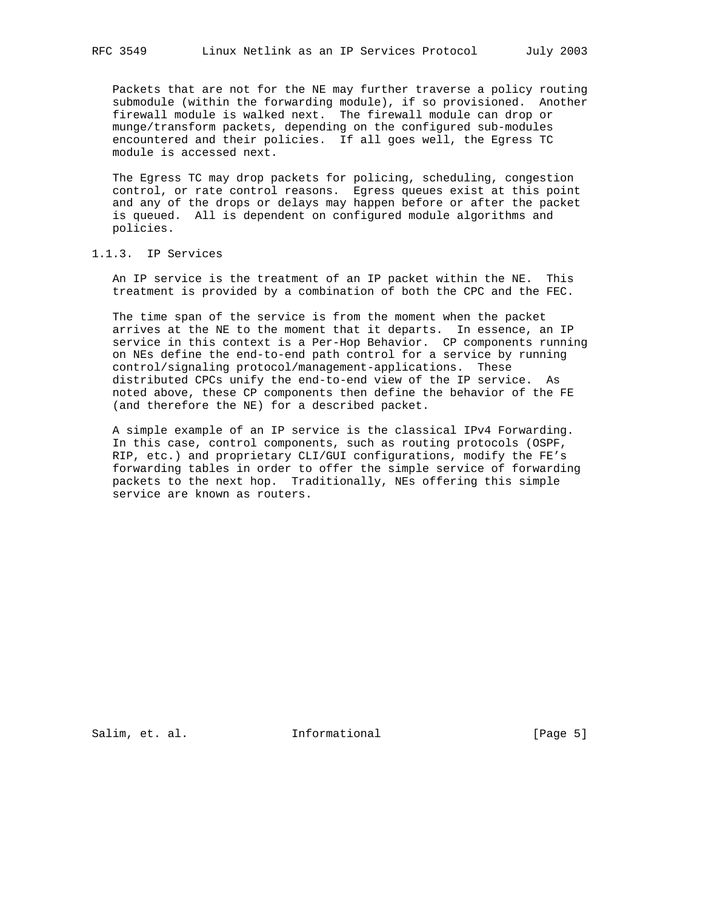Packets that are not for the NE may further traverse a policy routing submodule (within the forwarding module), if so provisioned. Another firewall module is walked next. The firewall module can drop or munge/transform packets, depending on the configured sub-modules encountered and their policies. If all goes well, the Egress TC module is accessed next.

The Egress TC may drop packets for policing, scheduling, congestion control, or rate control reasons. Egress queues exist at this point and any of the drops or delays may happen before or after the packet is queued. All is dependent on configured module algorithms and policies.

### 1.1.3. IP Services

An IP service is the treatment of an IP packet within the NE. This treatment is provided by a combination of both the CPC and the FEC.

The time span of the service is from the moment when the packet arrives at the NE to the moment that it departs. In essence, an IP service in this context is a Per-Hop Behavior. CP components running on NEs define the end-to-end path control for a service by running control/signaling protocol/management-applications. These distributed CPCs unify the end-to-end view of the IP service. As noted above, these CP components then define the behavior of the FE (and therefore the NE) for a described packet.

A simple example of an IP service is the classical IPv4 Forwarding. In this case, control components, such as routing protocols (OSPF, RIP, etc.) and proprietary CLI/GUI configurations, modify the FE's forwarding tables in order to offer the simple service of forwarding packets to the next hop. Traditionally, NEs offering this simple service are known as routers.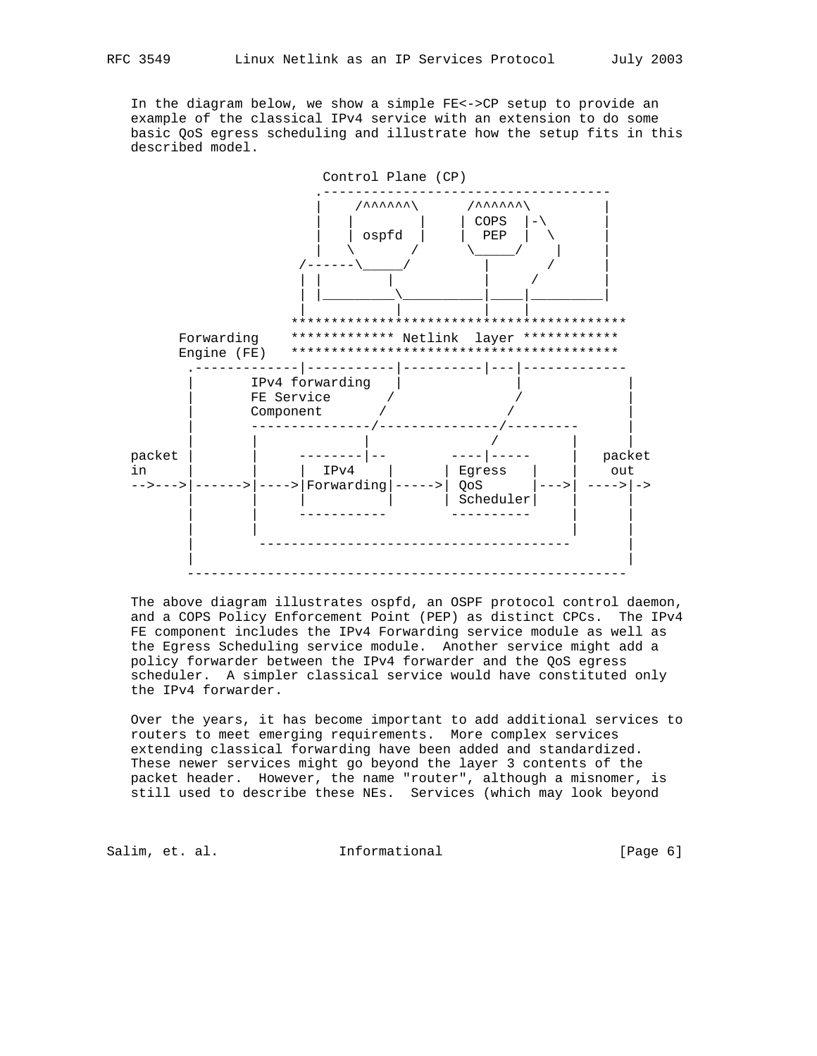In the diagram below, we show a simple FE<->CP setup to provide an example of the classical IPv4 service with an extension to do some basic QoS egress scheduling and illustrate how the setup fits in this described model.

```
                            Control Plane (CP)
                           .------------------------------------
                           |    /^^^^^^\      /^^^^^^\         |
                           |   |        |    | COPS  |-\       |
                           |   | ospfd  |    |  PEP  |  \      |
                           |    \      /      \_____/    |     |
                         /------\_____/          |      /      |
                         | |          |          |     /       |
                         | |__________\__________|____|_________|
                         |            |          |    |
                        ******************************************
      Forwarding        ************* Netlink  layer ************
      Engine (FE)       *****************************************
       .-------------|-----------|----------|---|------------
       |       IPv4 forwarding   |             |            |
       |       FE Service       /             /             |
       |       Component       /             /              |
       |       ---------------/---------------/---------     |
       |       |              |             /          |    |
packet |       |     --------|--       ----|-----      |   packet
in     |       |     |  IPv4    |      | Egress   |    |    out
-->--->|------>|---->|Forwarding|----->| QoS      |--->| ---->|->
       |       |     |          |      | Scheduler|    |      |
       |       |      -----------       ----------     |      |
       |       |                                       |      |
       |        ---------------------------------------       |
       |                                                      |
        ------------------------------------------------------
```

The above diagram illustrates ospfd, an OSPF protocol control daemon, and a COPS Policy Enforcement Point (PEP) as distinct CPCs. The IPv4 FE component includes the IPv4 Forwarding service module as well as the Egress Scheduling service module. Another service might add a policy forwarder between the IPv4 forwarder and the QoS egress scheduler. A simpler classical service would have constituted only the IPv4 forwarder.

Over the years, it has become important to add additional services to routers to meet emerging requirements. More complex services extending classical forwarding have been added and standardized. These newer services might go beyond the layer 3 contents of the packet header. However, the name "router", although a misnomer, is still used to describe these NEs. Services (which may look beyond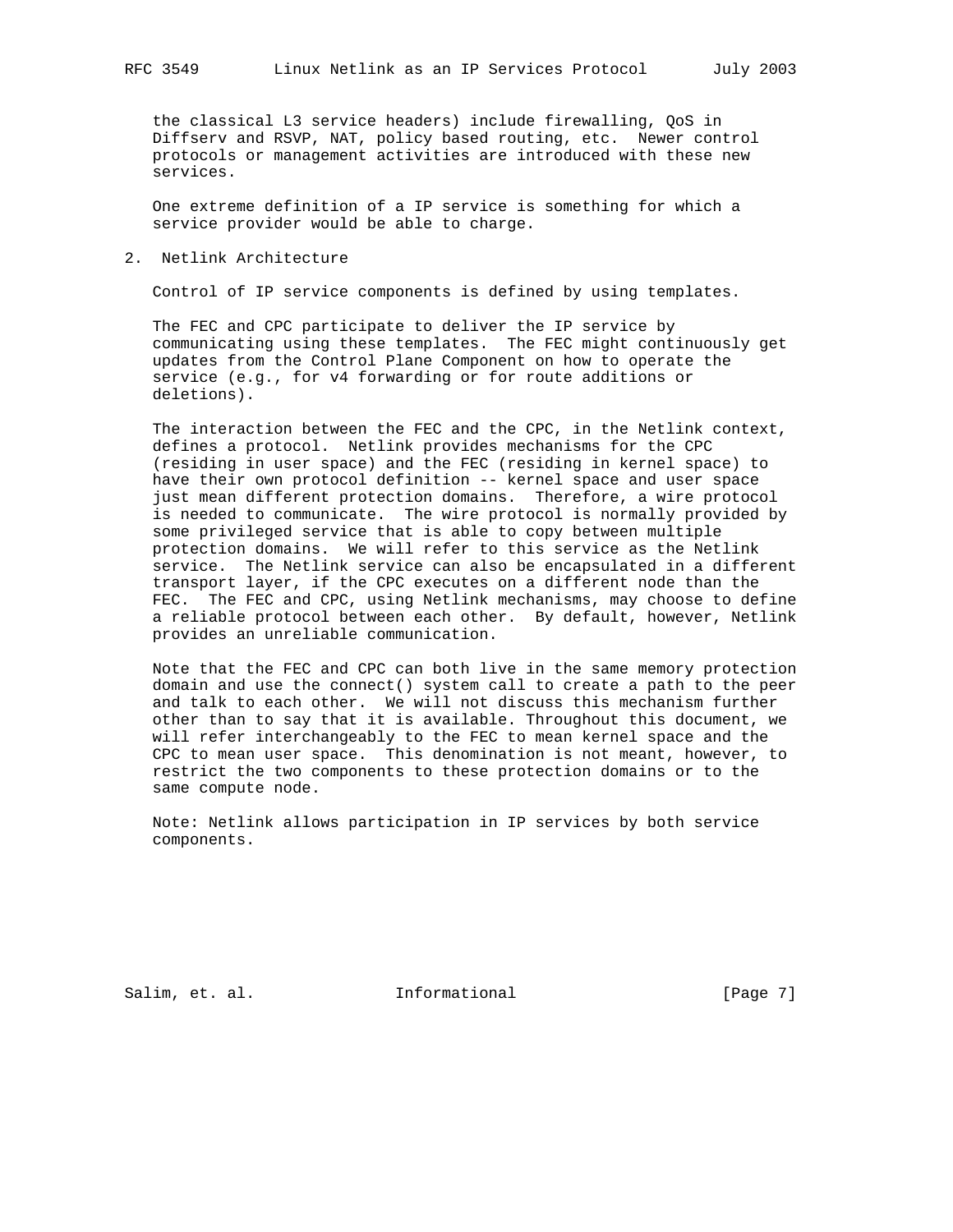the classical L3 service headers) include firewalling, QoS in Diffserv and RSVP, NAT, policy based routing, etc. Newer control protocols or management activities are introduced with these new services.

One extreme definition of a IP service is something for which a service provider would be able to charge.

## 2. Netlink Architecture

Control of IP service components is defined by using templates.

The FEC and CPC participate to deliver the IP service by communicating using these templates. The FEC might continuously get updates from the Control Plane Component on how to operate the service (e.g., for v4 forwarding or for route additions or deletions).

The interaction between the FEC and the CPC, in the Netlink context, defines a protocol. Netlink provides mechanisms for the CPC (residing in user space) and the FEC (residing in kernel space) to have their own protocol definition -- kernel space and user space just mean different protection domains. Therefore, a wire protocol is needed to communicate. The wire protocol is normally provided by some privileged service that is able to copy between multiple protection domains. We will refer to this service as the Netlink service. The Netlink service can also be encapsulated in a different transport layer, if the CPC executes on a different node than the FEC. The FEC and CPC, using Netlink mechanisms, may choose to define a reliable protocol between each other. By default, however, Netlink provides an unreliable communication.

Note that the FEC and CPC can both live in the same memory protection domain and use the connect() system call to create a path to the peer and talk to each other. We will not discuss this mechanism further other than to say that it is available. Throughout this document, we will refer interchangeably to the FEC to mean kernel space and the CPC to mean user space. This denomination is not meant, however, to restrict the two components to these protection domains or to the same compute node.

Note: Netlink allows participation in IP services by both service components.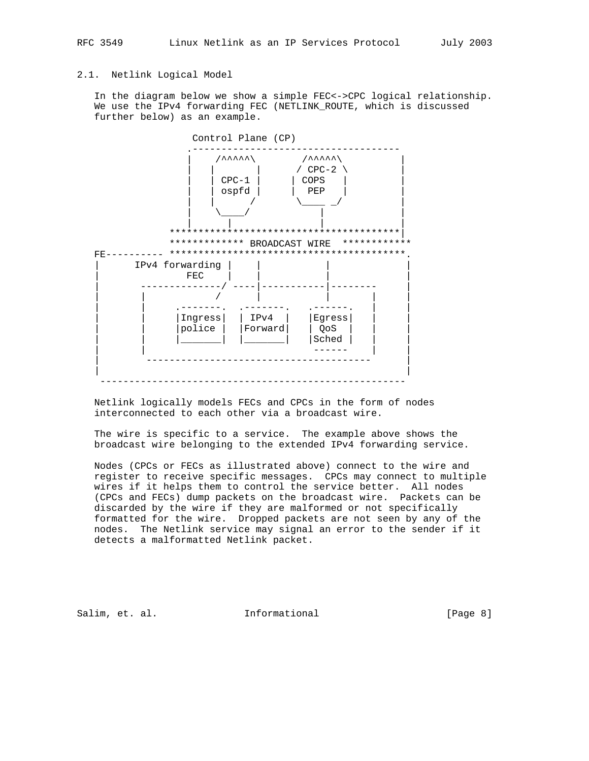## 2.1. Netlink Logical Model

In the diagram below we show a simple FEC<->CPC logical relationship. We use the IPv4 forwarding FEC (NETLINK_ROUTE, which is discussed further below) as an example.

```
                Control Plane (CP)
               .------------------------------------
               |    /^^^^^\        /^^^^^\          |
               |   |       |      / CPC-2 \         |
               |   | CPC-1 |     | COPS   |         |
               |   | ospfd |     |  PEP   |         |
               |   |      /       \____ _/          |
               |    \____/             |            |
               |       |               |            |
            ****************************************|
            ************* BROADCAST WIRE  ************
FE---------- *****************************************.
|      IPv4 forwarding |     |           |             |
|            FEC    |    |           |             |
|       --------------/ ----|-----------|--------     |
|       |            /      |           |       |     |
|       |     .-------.  .-------.   .------.   |     |
|       |     |Ingress|  | IPv4  |   |Egress|   |     |
|       |     |police |  |Forward|   | QoS  |   |     |
|       |     |_______|  |_______|   |Sched |   |     |
|       |                             ------    |     |
|        --------------------------------------       |
|                                                      |
 -----------------------------------------------------
```

Netlink logically models FECs and CPCs in the form of nodes interconnected to each other via a broadcast wire.

The wire is specific to a service. The example above shows the broadcast wire belonging to the extended IPv4 forwarding service.

Nodes (CPCs or FECs as illustrated above) connect to the wire and register to receive specific messages. CPCs may connect to multiple wires if it helps them to control the service better. All nodes (CPCs and FECs) dump packets on the broadcast wire. Packets can be discarded by the wire if they are malformed or not specifically formatted for the wire. Dropped packets are not seen by any of the nodes. The Netlink service may signal an error to the sender if it detects a malformatted Netlink packet.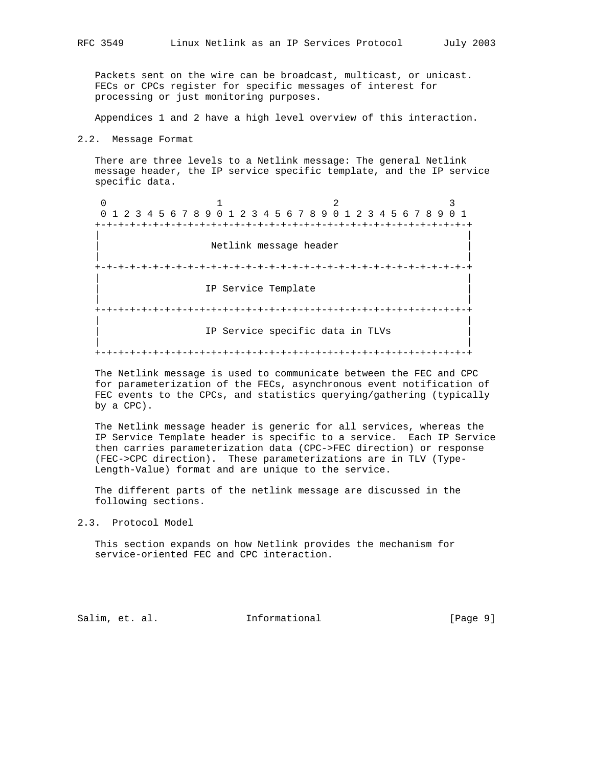Packets sent on the wire can be broadcast, multicast, or unicast. FECs or CPCs register for specific messages of interest for processing or just monitoring purposes.

Appendices 1 and 2 have a high level overview of this interaction.

## 2.2. Message Format

There are three levels to a Netlink message: The general Netlink message header, the IP service specific template, and the IP service specific data.

```
 0                   1                   2                   3
 0 1 2 3 4 5 6 7 8 9 0 1 2 3 4 5 6 7 8 9 0 1 2 3 4 5 6 7 8 9 0 1
+-+-+-+-+-+-+-+-+-+-+-+-+-+-+-+-+-+-+-+-+-+-+-+-+-+-+-+-+-+-+-+-+
|                                                               |
|                   Netlink message header                      |
|                                                               |
+-+-+-+-+-+-+-+-+-+-+-+-+-+-+-+-+-+-+-+-+-+-+-+-+-+-+-+-+-+-+-+-+
|                                                               |
|                  IP Service Template                          |
|                                                               |
+-+-+-+-+-+-+-+-+-+-+-+-+-+-+-+-+-+-+-+-+-+-+-+-+-+-+-+-+-+-+-+-+
|                                                               |
|                  IP Service specific data in TLVs             |
|                                                               |
+-+-+-+-+-+-+-+-+-+-+-+-+-+-+-+-+-+-+-+-+-+-+-+-+-+-+-+-+-+-+-+-+
```

The Netlink message is used to communicate between the FEC and CPC for parameterization of the FECs, asynchronous event notification of FEC events to the CPCs, and statistics querying/gathering (typically by a CPC).

The Netlink message header is generic for all services, whereas the IP Service Template header is specific to a service. Each IP Service then carries parameterization data (CPC->FEC direction) or response (FEC->CPC direction). These parameterizations are in TLV (Type-Length-Value) format and are unique to the service.

The different parts of the netlink message are discussed in the following sections.

## 2.3. Protocol Model

This section expands on how Netlink provides the mechanism for service-oriented FEC and CPC interaction.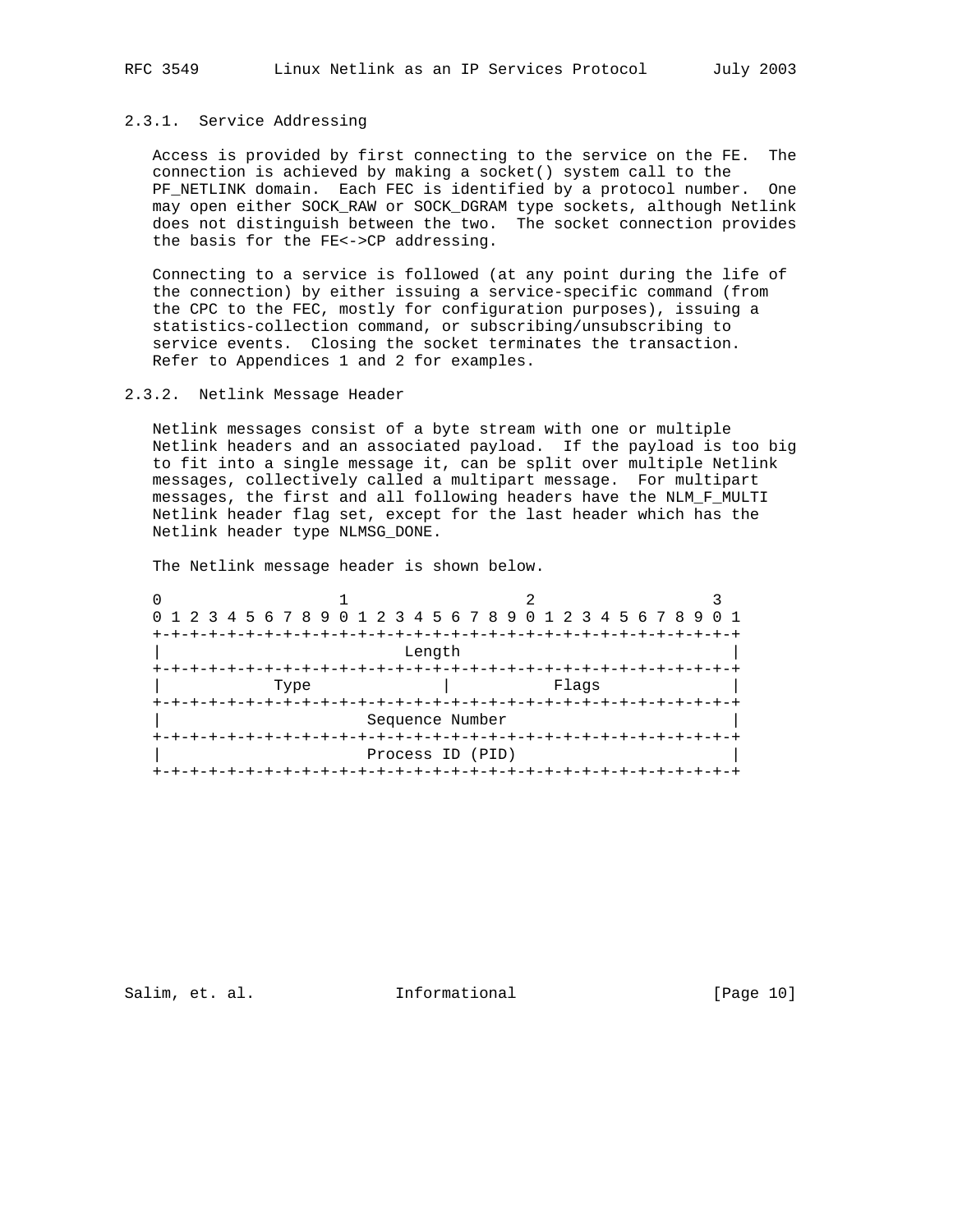### 2.3.1. Service Addressing

Access is provided by first connecting to the service on the FE. The connection is achieved by making a socket() system call to the PF_NETLINK domain. Each FEC is identified by a protocol number. One may open either SOCK_RAW or SOCK_DGRAM type sockets, although Netlink does not distinguish between the two. The socket connection provides the basis for the FE<->CP addressing.

Connecting to a service is followed (at any point during the life of the connection) by either issuing a service-specific command (from the CPC to the FEC, mostly for configuration purposes), issuing a statistics-collection command, or subscribing/unsubscribing to service events. Closing the socket terminates the transaction. Refer to Appendices 1 and 2 for examples.

### 2.3.2. Netlink Message Header

Netlink messages consist of a byte stream with one or multiple Netlink headers and an associated payload. If the payload is too big to fit into a single message it, can be split over multiple Netlink messages, collectively called a multipart message. For multipart messages, the first and all following headers have the NLM_F_MULTI Netlink header flag set, except for the last header which has the Netlink header type NLMSG_DONE.

The Netlink message header is shown below.

```
0                   1                   2                   3
0 1 2 3 4 5 6 7 8 9 0 1 2 3 4 5 6 7 8 9 0 1 2 3 4 5 6 7 8 9 0 1
+-+-+-+-+-+-+-+-+-+-+-+-+-+-+-+-+-+-+-+-+-+-+-+-+-+-+-+-+-+-+-+-+
|                          Length                               |
+-+-+-+-+-+-+-+-+-+-+-+-+-+-+-+-+-+-+-+-+-+-+-+-+-+-+-+-+-+-+-+-+
|            Type              |           Flags                |
+-+-+-+-+-+-+-+-+-+-+-+-+-+-+-+-+-+-+-+-+-+-+-+-+-+-+-+-+-+-+-+-+
|                      Sequence Number                          |
+-+-+-+-+-+-+-+-+-+-+-+-+-+-+-+-+-+-+-+-+-+-+-+-+-+-+-+-+-+-+-+-+
|                      Process ID (PID)                         |
+-+-+-+-+-+-+-+-+-+-+-+-+-+-+-+-+-+-+-+-+-+-+-+-+-+-+-+-+-+-+-+-+
```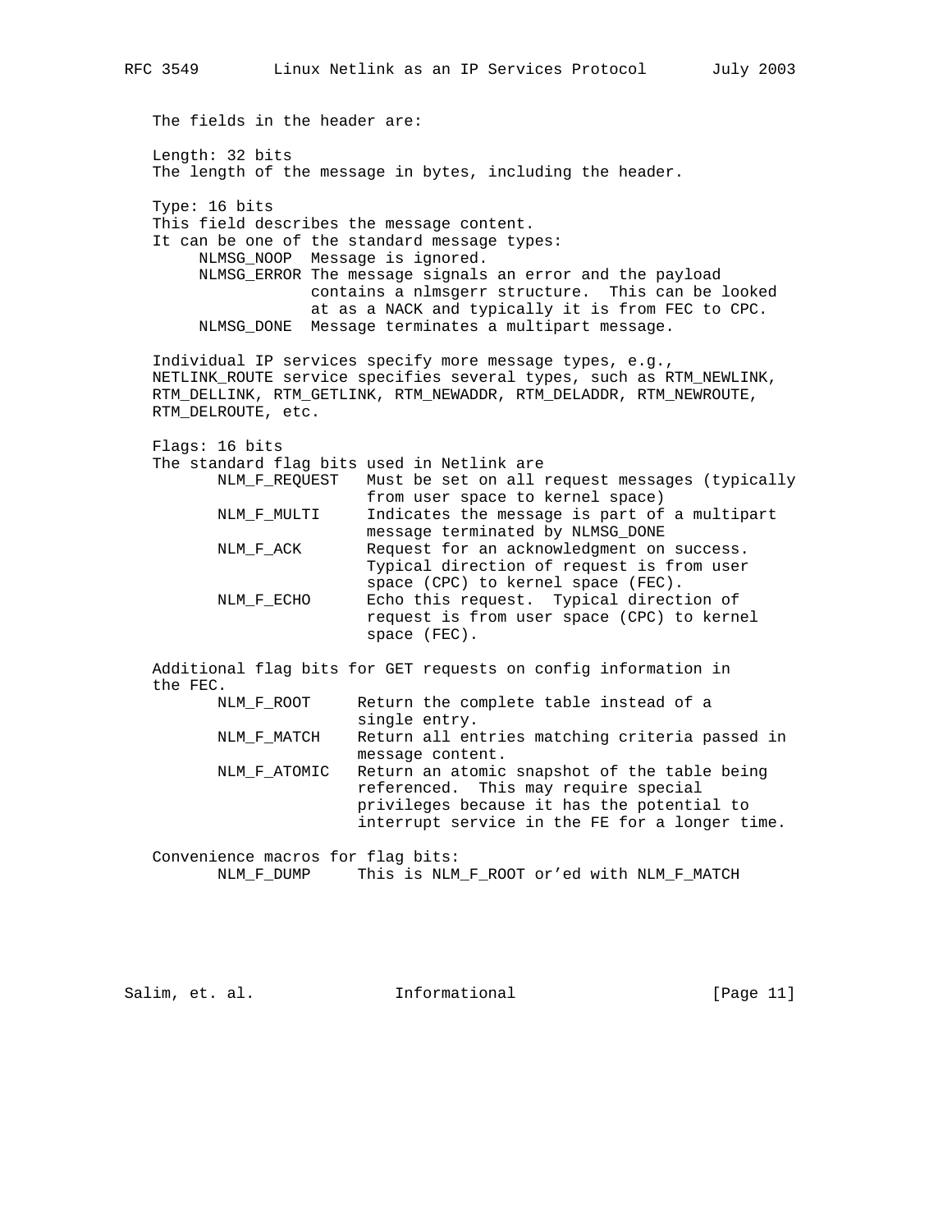The fields in the header are:

Length: 32 bits
The length of the message in bytes, including the header.

Type: 16 bits
This field describes the message content.
It can be one of the standard message types:

- NLMSG_NOOP  Message is ignored.
- NLMSG_ERROR The message signals an error and the payload contains a nlmsgerr structure. This can be looked at as a NACK and typically it is from FEC to CPC.
- NLMSG_DONE  Message terminates a multipart message.

Individual IP services specify more message types, e.g., NETLINK_ROUTE service specifies several types, such as RTM_NEWLINK, RTM_DELLINK, RTM_GETLINK, RTM_NEWADDR, RTM_DELADDR, RTM_NEWROUTE, RTM_DELROUTE, etc.

Flags: 16 bits
The standard flag bits used in Netlink are

- NLM_F_REQUEST   Must be set on all request messages (typically from user space to kernel space)
- NLM_F_MULTI     Indicates the message is part of a multipart message terminated by NLMSG_DONE
- NLM_F_ACK       Request for an acknowledgment on success. Typical direction of request is from user space (CPC) to kernel space (FEC).
- NLM_F_ECHO      Echo this request. Typical direction of request is from user space (CPC) to kernel space (FEC).

Additional flag bits for GET requests on config information in the FEC.

- NLM_F_ROOT     Return the complete table instead of a single entry.
- NLM_F_MATCH    Return all entries matching criteria passed in message content.
- NLM_F_ATOMIC   Return an atomic snapshot of the table being referenced. This may require special privileges because it has the potential to interrupt service in the FE for a longer time.

Convenience macros for flag bits:

- NLM_F_DUMP     This is NLM_F_ROOT or'ed with NLM_F_MATCH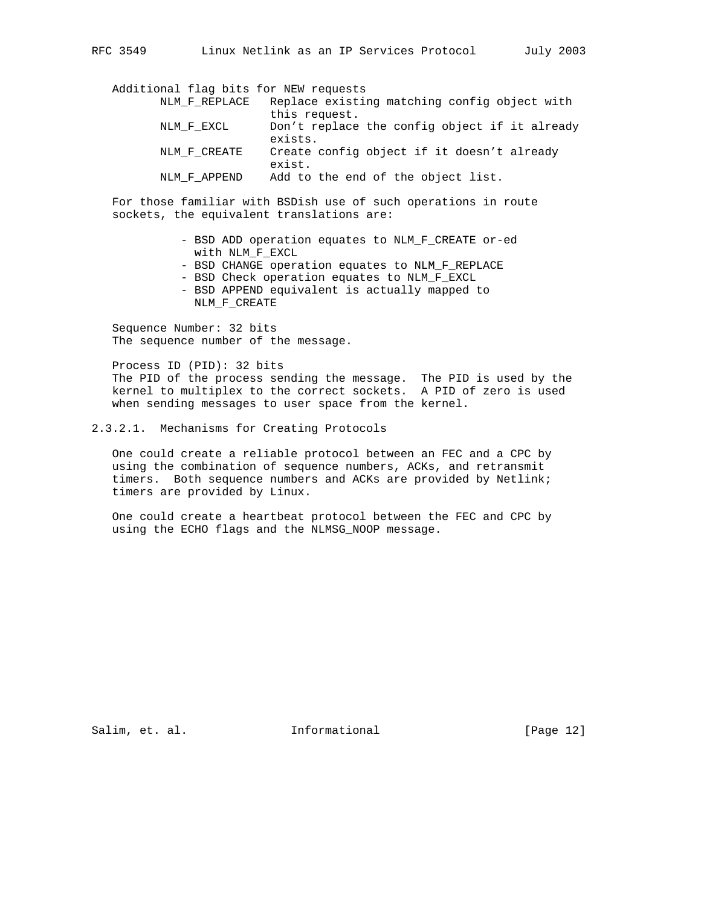Additional flag bits for NEW requests

| | |
|---|---|
| NLM_F_REPLACE | Replace existing matching config object with this request. |
| NLM_F_EXCL | Don't replace the config object if it already exists. |
| NLM_F_CREATE | Create config object if it doesn't already exist. |
| NLM_F_APPEND | Add to the end of the object list. |

For those familiar with BSDish use of such operations in route sockets, the equivalent translations are:

- BSD ADD operation equates to NLM_F_CREATE or-ed with NLM_F_EXCL
- BSD CHANGE operation equates to NLM_F_REPLACE
- BSD Check operation equates to NLM_F_EXCL
- BSD APPEND equivalent is actually mapped to NLM_F_CREATE

Sequence Number: 32 bits
The sequence number of the message.

Process ID (PID): 32 bits
The PID of the process sending the message. The PID is used by the kernel to multiplex to the correct sockets. A PID of zero is used when sending messages to user space from the kernel.

#### 2.3.2.1. Mechanisms for Creating Protocols

One could create a reliable protocol between an FEC and a CPC by using the combination of sequence numbers, ACKs, and retransmit timers. Both sequence numbers and ACKs are provided by Netlink; timers are provided by Linux.

One could create a heartbeat protocol between the FEC and CPC by using the ECHO flags and the NLMSG_NOOP message.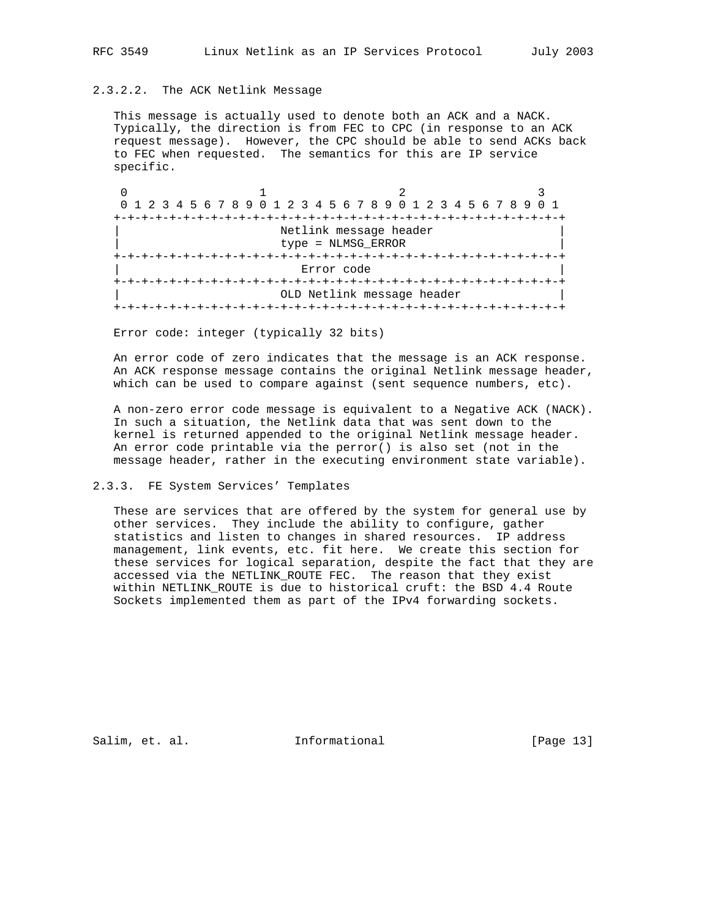#### 2.3.2.2. The ACK Netlink Message

This message is actually used to denote both an ACK and a NACK. Typically, the direction is from FEC to CPC (in response to an ACK request message). However, the CPC should be able to send ACKs back to FEC when requested. The semantics for this are IP service specific.

```
 0                   1                   2                   3
 0 1 2 3 4 5 6 7 8 9 0 1 2 3 4 5 6 7 8 9 0 1 2 3 4 5 6 7 8 9 0 1
+-+-+-+-+-+-+-+-+-+-+-+-+-+-+-+-+-+-+-+-+-+-+-+-+-+-+-+-+-+-+-+-+
|                       Netlink message header                  |
|                       type = NLMSG_ERROR                      |
+-+-+-+-+-+-+-+-+-+-+-+-+-+-+-+-+-+-+-+-+-+-+-+-+-+-+-+-+-+-+-+-+
|                          Error code                           |
+-+-+-+-+-+-+-+-+-+-+-+-+-+-+-+-+-+-+-+-+-+-+-+-+-+-+-+-+-+-+-+-+
|                       OLD Netlink message header              |
+-+-+-+-+-+-+-+-+-+-+-+-+-+-+-+-+-+-+-+-+-+-+-+-+-+-+-+-+-+-+-+-+
```

Error code: integer (typically 32 bits)

An error code of zero indicates that the message is an ACK response. An ACK response message contains the original Netlink message header, which can be used to compare against (sent sequence numbers, etc).

A non-zero error code message is equivalent to a Negative ACK (NACK). In such a situation, the Netlink data that was sent down to the kernel is returned appended to the original Netlink message header. An error code printable via the perror() is also set (not in the message header, rather in the executing environment state variable).

### 2.3.3. FE System Services' Templates

These are services that are offered by the system for general use by other services. They include the ability to configure, gather statistics and listen to changes in shared resources. IP address management, link events, etc. fit here. We create this section for these services for logical separation, despite the fact that they are accessed via the NETLINK_ROUTE FEC. The reason that they exist within NETLINK_ROUTE is due to historical cruft: the BSD 4.4 Route Sockets implemented them as part of the IPv4 forwarding sockets.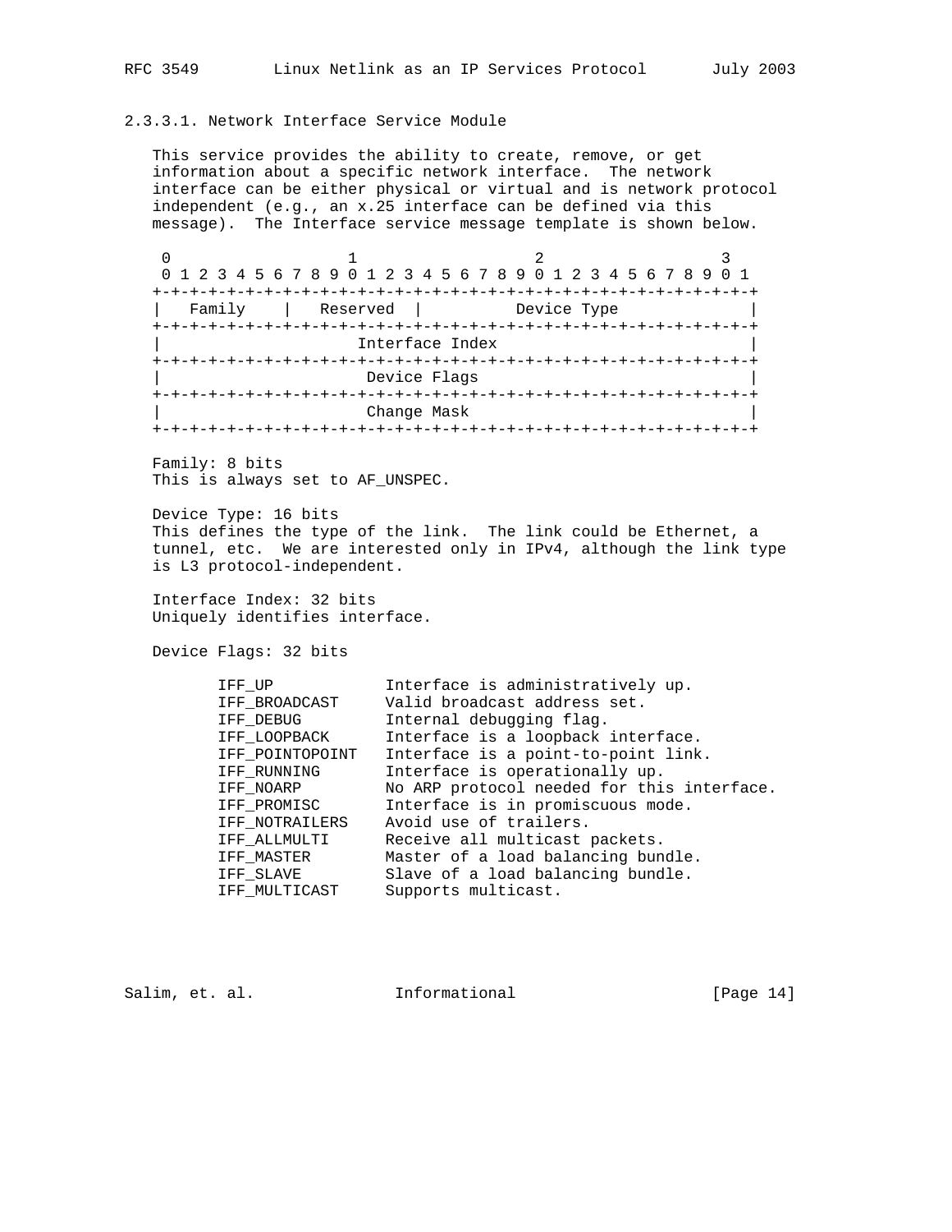### 2.3.3.1. Network Interface Service Module

This service provides the ability to create, remove, or get information about a specific network interface. The network interface can be either physical or virtual and is network protocol independent (e.g., an x.25 interface can be defined via this message). The Interface service message template is shown below.

```
 0                   1                   2                   3
 0 1 2 3 4 5 6 7 8 9 0 1 2 3 4 5 6 7 8 9 0 1 2 3 4 5 6 7 8 9 0 1
+-+-+-+-+-+-+-+-+-+-+-+-+-+-+-+-+-+-+-+-+-+-+-+-+-+-+-+-+-+-+-+-+
|   Family    |   Reserved  |          Device Type              |
+-+-+-+-+-+-+-+-+-+-+-+-+-+-+-+-+-+-+-+-+-+-+-+-+-+-+-+-+-+-+-+-+
|                     Interface Index                           |
+-+-+-+-+-+-+-+-+-+-+-+-+-+-+-+-+-+-+-+-+-+-+-+-+-+-+-+-+-+-+-+-+
|                      Device Flags                             |
+-+-+-+-+-+-+-+-+-+-+-+-+-+-+-+-+-+-+-+-+-+-+-+-+-+-+-+-+-+-+-+-+
|                      Change Mask                              |
+-+-+-+-+-+-+-+-+-+-+-+-+-+-+-+-+-+-+-+-+-+-+-+-+-+-+-+-+-+-+-+-+
```

Family: 8 bits
This is always set to AF_UNSPEC.

Device Type: 16 bits
This defines the type of the link. The link could be Ethernet, a tunnel, etc. We are interested only in IPv4, although the link type is L3 protocol-independent.

Interface Index: 32 bits
Uniquely identifies interface.

Device Flags: 32 bits

```
IFF_UP            Interface is administratively up.
IFF_BROADCAST     Valid broadcast address set.
IFF_DEBUG         Internal debugging flag.
IFF_LOOPBACK      Interface is a loopback interface.
IFF_POINTOPOINT   Interface is a point-to-point link.
IFF_RUNNING       Interface is operationally up.
IFF_NOARP         No ARP protocol needed for this interface.
IFF_PROMISC       Interface is in promiscuous mode.
IFF_NOTRAILERS    Avoid use of trailers.
IFF_ALLMULTI      Receive all multicast packets.
IFF_MASTER        Master of a load balancing bundle.
IFF_SLAVE         Slave of a load balancing bundle.
IFF_MULTICAST     Supports multicast.
```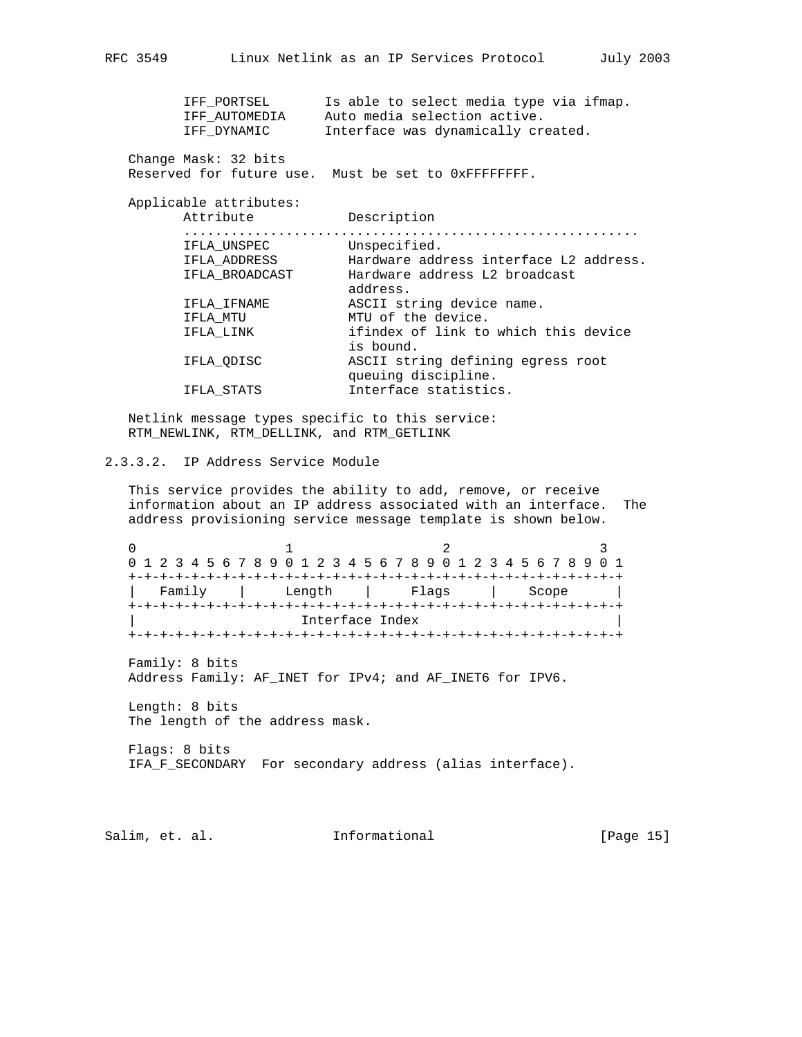| | |
|---|---|
| IFF_PORTSEL | Is able to select media type via ifmap. |
| IFF_AUTOMEDIA | Auto media selection active. |
| IFF_DYNAMIC | Interface was dynamically created. |

Change Mask: 32 bits
Reserved for future use. Must be set to 0xFFFFFFFF.

Applicable attributes:

| Attribute | Description |
|---|---|
| IFLA_UNSPEC | Unspecified. |
| IFLA_ADDRESS | Hardware address interface L2 address. |
| IFLA_BROADCAST | Hardware address L2 broadcast address. |
| IFLA_IFNAME | ASCII string device name. |
| IFLA_MTU | MTU of the device. |
| IFLA_LINK | ifindex of link to which this device is bound. |
| IFLA_QDISC | ASCII string defining egress root queuing discipline. |
| IFLA_STATS | Interface statistics. |

Netlink message types specific to this service:
RTM_NEWLINK, RTM_DELLINK, and RTM_GETLINK

#### 2.3.3.2. IP Address Service Module

This service provides the ability to add, remove, or receive information about an IP address associated with an interface. The address provisioning service message template is shown below.

```
 0                   1                   2                   3
 0 1 2 3 4 5 6 7 8 9 0 1 2 3 4 5 6 7 8 9 0 1 2 3 4 5 6 7 8 9 0 1
+-+-+-+-+-+-+-+-+-+-+-+-+-+-+-+-+-+-+-+-+-+-+-+-+-+-+-+-+-+-+-+-+
|   Family    |     Length    |     Flags     |    Scope      |
+-+-+-+-+-+-+-+-+-+-+-+-+-+-+-+-+-+-+-+-+-+-+-+-+-+-+-+-+-+-+-+-+
|                     Interface Index                           |
+-+-+-+-+-+-+-+-+-+-+-+-+-+-+-+-+-+-+-+-+-+-+-+-+-+-+-+-+-+-+-+-+
```

Family: 8 bits
Address Family: AF_INET for IPv4; and AF_INET6 for IPV6.

Length: 8 bits
The length of the address mask.

Flags: 8 bits
IFA_F_SECONDARY  For secondary address (alias interface).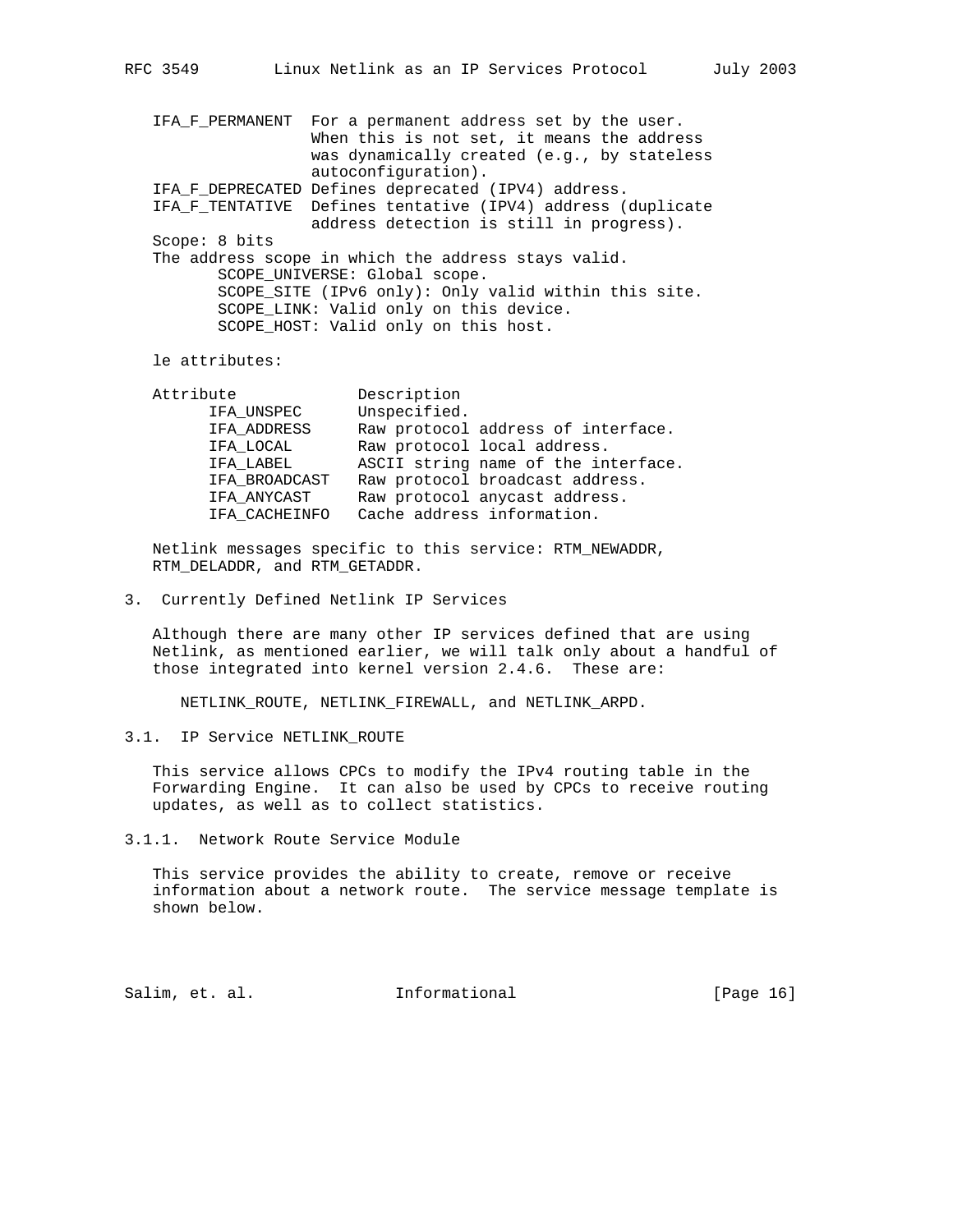IFA_F_PERMANENT For a permanent address set by the user. When this is not set, it means the address was dynamically created (e.g., by stateless autoconfiguration).

IFA_F_DEPRECATED Defines deprecated (IPV4) address.

IFA_F_TENTATIVE Defines tentative (IPV4) address (duplicate address detection is still in progress).

Scope: 8 bits

The address scope in which the address stays valid.

- SCOPE_UNIVERSE: Global scope.
- SCOPE_SITE (IPv6 only): Only valid within this site.
- SCOPE_LINK: Valid only on this device.
- SCOPE_HOST: Valid only on this host.

le attributes:

| Attribute | Description |
|---|---|
| IFA_UNSPEC | Unspecified. |
| IFA_ADDRESS | Raw protocol address of interface. |
| IFA_LOCAL | Raw protocol local address. |
| IFA_LABEL | ASCII string name of the interface. |
| IFA_BROADCAST | Raw protocol broadcast address. |
| IFA_ANYCAST | Raw protocol anycast address. |
| IFA_CACHEINFO | Cache address information. |

Netlink messages specific to this service: RTM_NEWADDR, RTM_DELADDR, and RTM_GETADDR.

## 3. Currently Defined Netlink IP Services

Although there are many other IP services defined that are using Netlink, as mentioned earlier, we will talk only about a handful of those integrated into kernel version 2.4.6. These are:

NETLINK_ROUTE, NETLINK_FIREWALL, and NETLINK_ARPD.

### 3.1. IP Service NETLINK_ROUTE

This service allows CPCs to modify the IPv4 routing table in the Forwarding Engine. It can also be used by CPCs to receive routing updates, as well as to collect statistics.

#### 3.1.1. Network Route Service Module

This service provides the ability to create, remove or receive information about a network route. The service message template is shown below.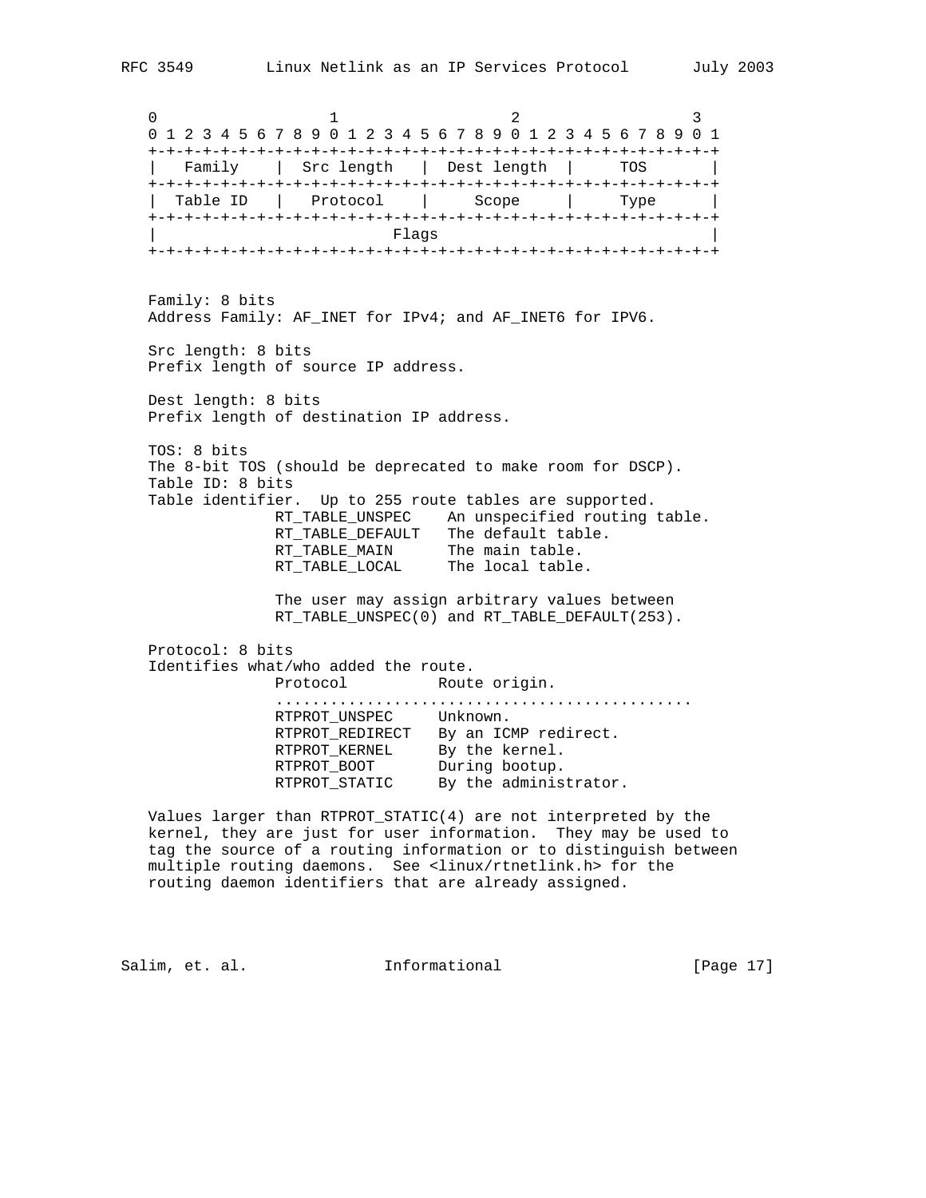```
 0                   1                   2                   3
 0 1 2 3 4 5 6 7 8 9 0 1 2 3 4 5 6 7 8 9 0 1 2 3 4 5 6 7 8 9 0 1
+-+-+-+-+-+-+-+-+-+-+-+-+-+-+-+-+-+-+-+-+-+-+-+-+-+-+-+-+-+-+-+-+
|   Family    |  Src length   |  Dest length  |     TOS       |
+-+-+-+-+-+-+-+-+-+-+-+-+-+-+-+-+-+-+-+-+-+-+-+-+-+-+-+-+-+-+-+-+
|  Table ID   |   Protocol    |     Scope     |     Type      |
+-+-+-+-+-+-+-+-+-+-+-+-+-+-+-+-+-+-+-+-+-+-+-+-+-+-+-+-+-+-+-+-+
|                          Flags                              |
+-+-+-+-+-+-+-+-+-+-+-+-+-+-+-+-+-+-+-+-+-+-+-+-+-+-+-+-+-+-+-+-+
```

Family: 8 bits
Address Family: AF_INET for IPv4; and AF_INET6 for IPV6.

Src length: 8 bits
Prefix length of source IP address.

Dest length: 8 bits
Prefix length of destination IP address.

TOS: 8 bits
The 8-bit TOS (should be deprecated to make room for DSCP).
Table ID: 8 bits
Table identifier. Up to 255 route tables are supported.

```
RT_TABLE_UNSPEC    An unspecified routing table.
RT_TABLE_DEFAULT   The default table.
RT_TABLE_MAIN      The main table.
RT_TABLE_LOCAL     The local table.

The user may assign arbitrary values between
RT_TABLE_UNSPEC(0) and RT_TABLE_DEFAULT(253).
```

Protocol: 8 bits
Identifies what/who added the route.

```
Protocol          Route origin.
..............................................
RTPROT_UNSPEC     Unknown.
RTPROT_REDIRECT   By an ICMP redirect.
RTPROT_KERNEL     By the kernel.
RTPROT_BOOT       During bootup.
RTPROT_STATIC     By the administrator.
```

Values larger than RTPROT_STATIC(4) are not interpreted by the kernel, they are just for user information. They may be used to tag the source of a routing information or to distinguish between multiple routing daemons. See <linux/rtnetlink.h> for the routing daemon identifiers that are already assigned.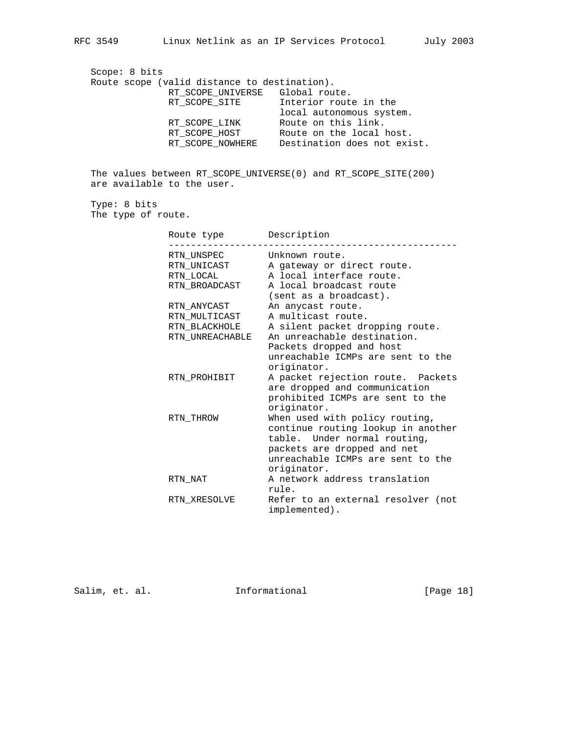Scope: 8 bits
Route scope (valid distance to destination).

| | |
|---|---|
| RT_SCOPE_UNIVERSE | Global route. |
| RT_SCOPE_SITE | Interior route in the local autonomous system. |
| RT_SCOPE_LINK | Route on this link. |
| RT_SCOPE_HOST | Route on the local host. |
| RT_SCOPE_NOWHERE | Destination does not exist. |

The values between RT_SCOPE_UNIVERSE(0) and RT_SCOPE_SITE(200) are available to the user.

Type: 8 bits
The type of route.

| Route type | Description |
|---|---|
| RTN_UNSPEC | Unknown route. |
| RTN_UNICAST | A gateway or direct route. |
| RTN_LOCAL | A local interface route. |
| RTN_BROADCAST | A local broadcast route (sent as a broadcast). |
| RTN_ANYCAST | An anycast route. |
| RTN_MULTICAST | A multicast route. |
| RTN_BLACKHOLE | A silent packet dropping route. |
| RTN_UNREACHABLE | An unreachable destination. Packets dropped and host unreachable ICMPs are sent to the originator. |
| RTN_PROHIBIT | A packet rejection route. Packets are dropped and communication prohibited ICMPs are sent to the originator. |
| RTN_THROW | When used with policy routing, continue routing lookup in another table. Under normal routing, packets are dropped and net unreachable ICMPs are sent to the originator. |
| RTN_NAT | A network address translation rule. |
| RTN_XRESOLVE | Refer to an external resolver (not implemented). |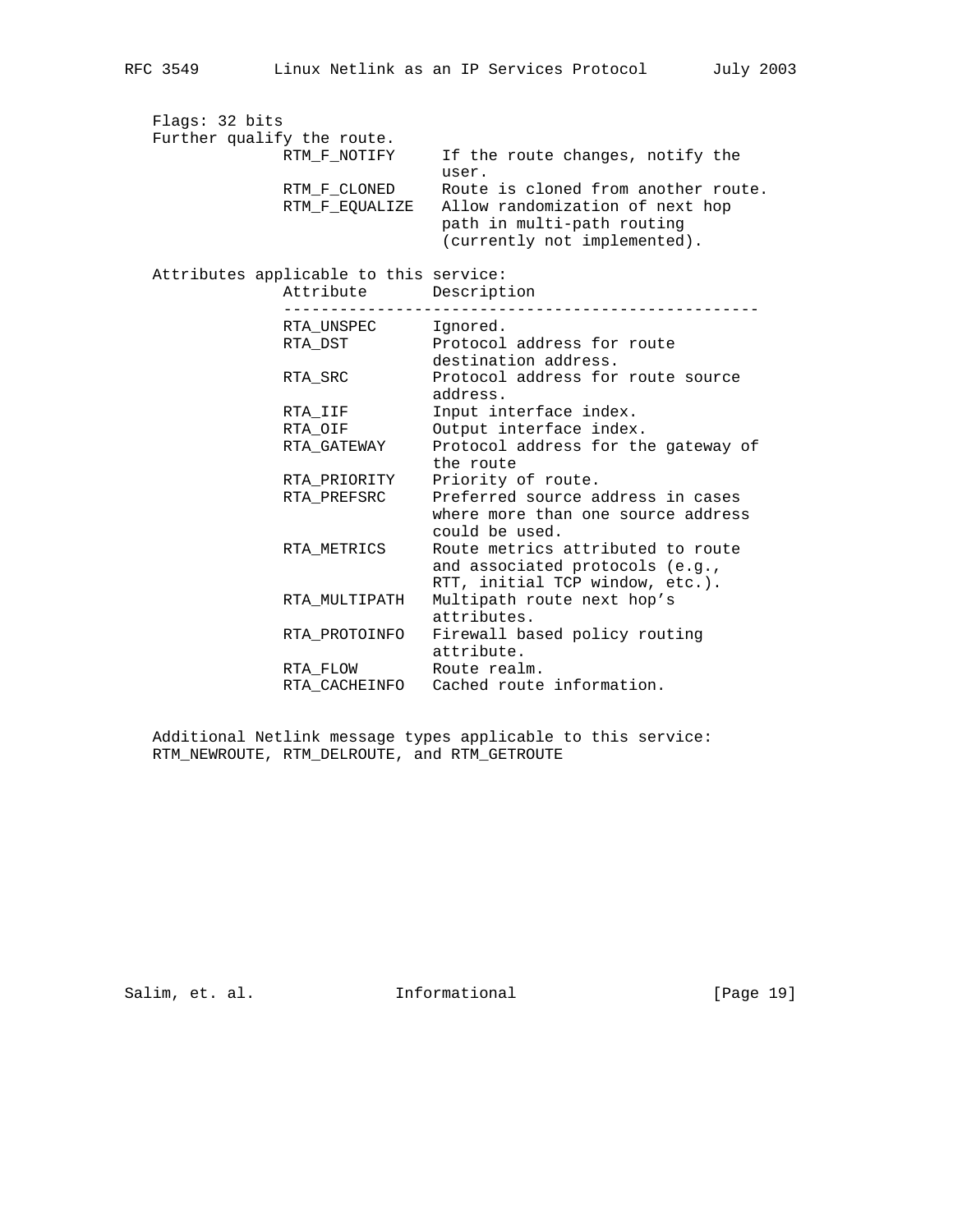Flags: 32 bits
Further qualify the route.

| Flag | Description |
| --- | --- |
| RTM_F_NOTIFY | If the route changes, notify the user. |
| RTM_F_CLONED | Route is cloned from another route. |
| RTM_F_EQUALIZE | Allow randomization of next hop path in multi-path routing (currently not implemented). |

Attributes applicable to this service:

| Attribute | Description |
| --- | --- |
| RTA_UNSPEC | Ignored. |
| RTA_DST | Protocol address for route destination address. |
| RTA_SRC | Protocol address for route source address. |
| RTA_IIF | Input interface index. |
| RTA_OIF | Output interface index. |
| RTA_GATEWAY | Protocol address for the gateway of the route |
| RTA_PRIORITY | Priority of route. |
| RTA_PREFSRC | Preferred source address in cases where more than one source address could be used. |
| RTA_METRICS | Route metrics attributed to route and associated protocols (e.g., RTT, initial TCP window, etc.). |
| RTA_MULTIPATH | Multipath route next hop's attributes. |
| RTA_PROTOINFO | Firewall based policy routing attribute. |
| RTA_FLOW | Route realm. |
| RTA_CACHEINFO | Cached route information. |

Additional Netlink message types applicable to this service:
RTM_NEWROUTE, RTM_DELROUTE, and RTM_GETROUTE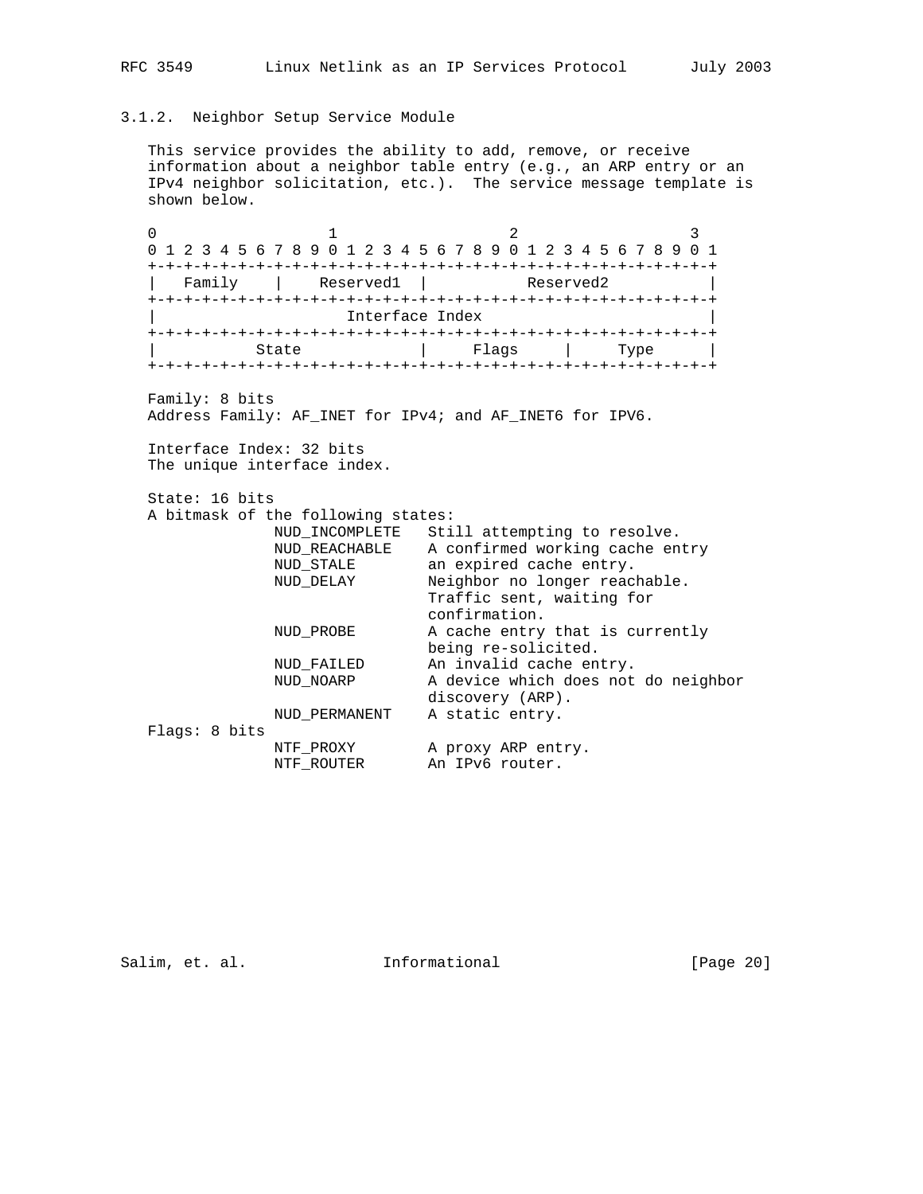### 3.1.2. Neighbor Setup Service Module

This service provides the ability to add, remove, or receive information about a neighbor table entry (e.g., an ARP entry or an IPv4 neighbor solicitation, etc.). The service message template is shown below.

```
 0                   1                   2                   3
 0 1 2 3 4 5 6 7 8 9 0 1 2 3 4 5 6 7 8 9 0 1 2 3 4 5 6 7 8 9 0 1
+-+-+-+-+-+-+-+-+-+-+-+-+-+-+-+-+-+-+-+-+-+-+-+-+-+-+-+-+-+-+-+-+
|   Family      |    Reserved1  |           Reserved2           |
+-+-+-+-+-+-+-+-+-+-+-+-+-+-+-+-+-+-+-+-+-+-+-+-+-+-+-+-+-+-+-+-+
|                     Interface Index                           |
+-+-+-+-+-+-+-+-+-+-+-+-+-+-+-+-+-+-+-+-+-+-+-+-+-+-+-+-+-+-+-+-+
|           State               |     Flags     |     Type      |
+-+-+-+-+-+-+-+-+-+-+-+-+-+-+-+-+-+-+-+-+-+-+-+-+-+-+-+-+-+-+-+-+
```

Family: 8 bits
Address Family: AF_INET for IPv4; and AF_INET6 for IPV6.

Interface Index: 32 bits
The unique interface index.

State: 16 bits
A bitmask of the following states:

```
              NUD_INCOMPLETE   Still attempting to resolve.
              NUD_REACHABLE    A confirmed working cache entry
              NUD_STALE        an expired cache entry.
              NUD_DELAY        Neighbor no longer reachable.
                               Traffic sent, waiting for
                               confirmation.
              NUD_PROBE        A cache entry that is currently
                               being re-solicited.
              NUD_FAILED       An invalid cache entry.
              NUD_NOARP        A device which does not do neighbor
                               discovery (ARP).
              NUD_PERMANENT    A static entry.
```

Flags: 8 bits

```
              NTF_PROXY        A proxy ARP entry.
              NTF_ROUTER       An IPv6 router.
```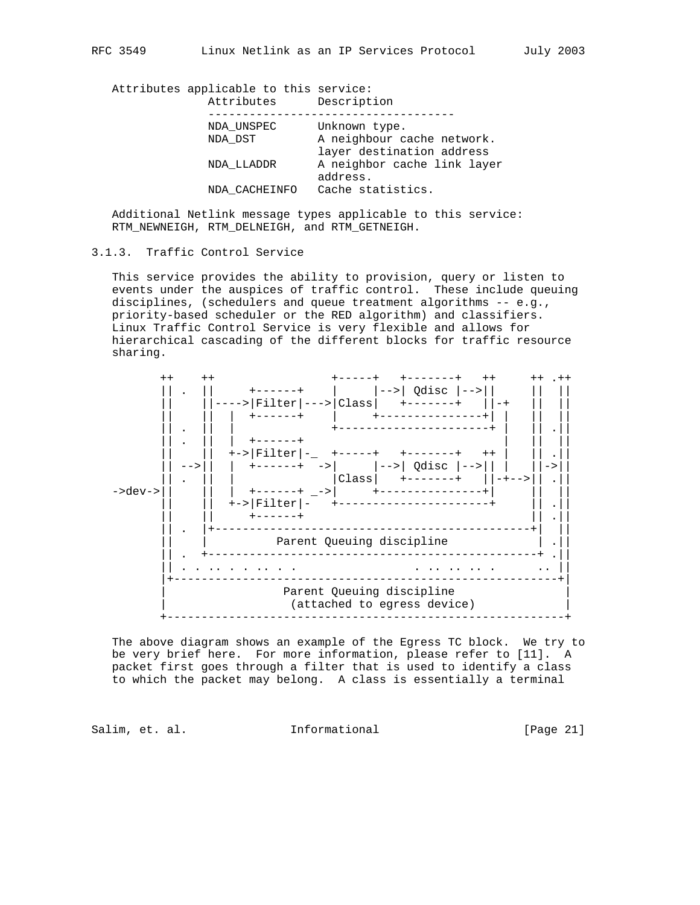Attributes applicable to this service:

| Attributes | Description |
| --- | --- |
| NDA_UNSPEC | Unknown type. |
| NDA_DST | A neighbour cache network. layer destination address |
| NDA_LLADDR | A neighbor cache link layer address. |
| NDA_CACHEINFO | Cache statistics. |

Additional Netlink message types applicable to this service: RTM_NEWNEIGH, RTM_DELNEIGH, and RTM_GETNEIGH.

### 3.1.3. Traffic Control Service

This service provides the ability to provision, query or listen to events under the auspices of traffic control. These include queuing disciplines, (schedulers and queue treatment algorithms -- e.g., priority-based scheduler or the RED algorithm) and classifiers. Linux Traffic Control Service is very flexible and allows for hierarchical cascading of the different blocks for traffic resource sharing.

```
          ++    ++                  +-----+   +-------+   ++      ++ .++
          || .  ||     +------+     |     |-->| Qdisc |-->||      ||  ||
          ||    ||---->|Filter|--->|Class|   +-------+   ||-+    ||  ||
          ||    ||  |  +------+     |     +----------------+| |    ||  ||
          || .  ||  |               +-----------------------+ |    || .||
          || .  ||  |  +------+                               |    ||  ||
          ||    ||  +->|Filter|-_  +-----+   +-------+   ++ |    || .||
          || -->||  |  +------+  ->|     |-->| Qdisc |-->|| |    ||->||
          || .  ||  |              |Class|   +-------+   ||-+-->|| .||
->dev->||    ||  |  +------+ _->|     +----------------+|      ||  ||
          ||    ||  +->|Filter|-   +-----------------------+      || .||
          ||    ||     +------+                                   || .||
          || .  |+---------------------------------------------+|  ||
          ||    |            Parent Queuing discipline            | .||
          || .  +------------------------------------------------+ .||
          || . . .. . . .. . .                 . .. .. .. .      .. ||
          |+-------------------------------------------------------+|
          |                  Parent Queuing discipline               |
          |                   (attached to egress device)            |
          +---------------------------------------------------------+
```

The above diagram shows an example of the Egress TC block. We try to be very brief here. For more information, please refer to [11]. A packet first goes through a filter that is used to identify a class to which the packet may belong. A class is essentially a terminal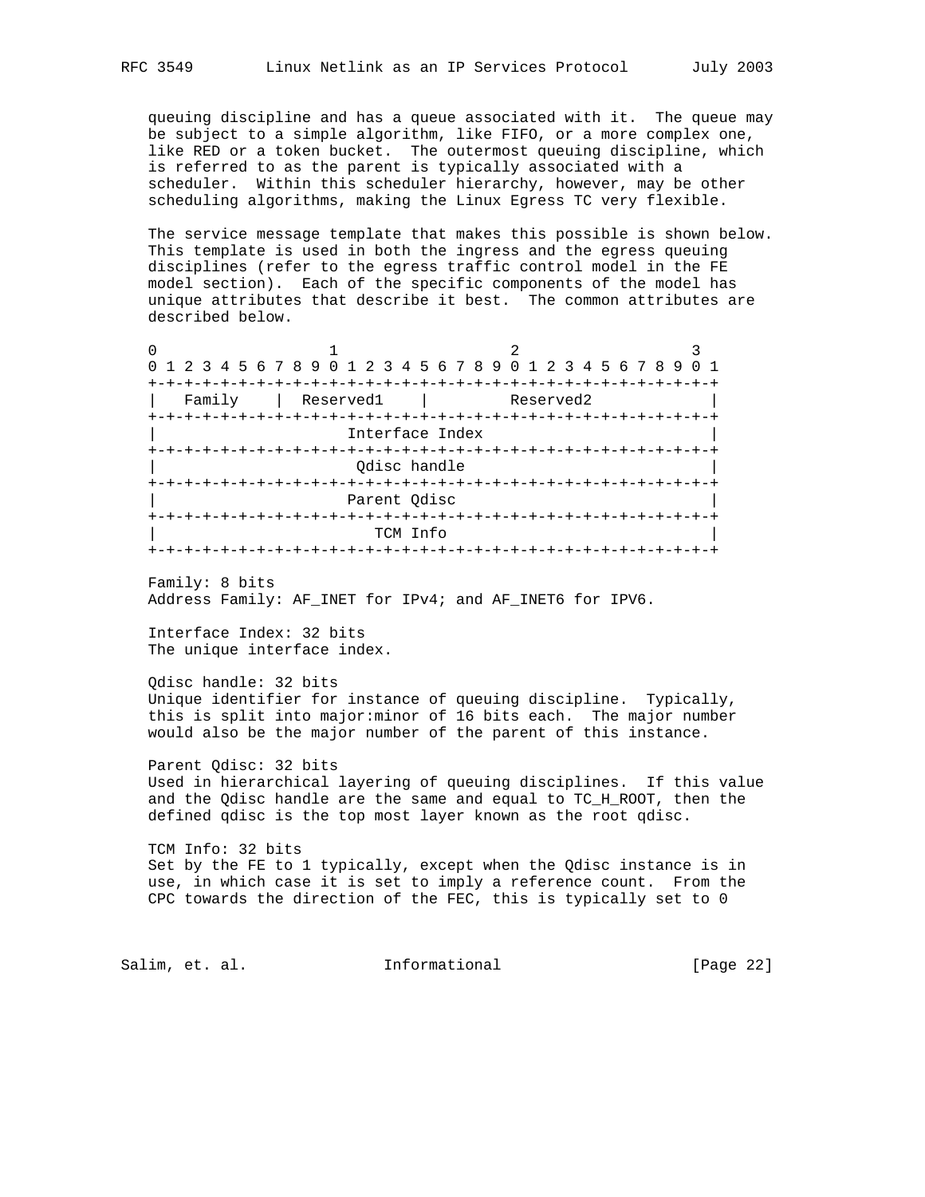queuing discipline and has a queue associated with it. The queue may be subject to a simple algorithm, like FIFO, or a more complex one, like RED or a token bucket. The outermost queuing discipline, which is referred to as the parent is typically associated with a scheduler. Within this scheduler hierarchy, however, may be other scheduling algorithms, making the Linux Egress TC very flexible.

The service message template that makes this possible is shown below. This template is used in both the ingress and the egress queuing disciplines (refer to the egress traffic control model in the FE model section). Each of the specific components of the model has unique attributes that describe it best. The common attributes are described below.

```
 0                   1                   2                   3
 0 1 2 3 4 5 6 7 8 9 0 1 2 3 4 5 6 7 8 9 0 1 2 3 4 5 6 7 8 9 0 1
+-+-+-+-+-+-+-+-+-+-+-+-+-+-+-+-+-+-+-+-+-+-+-+-+-+-+-+-+-+-+-+-+
|   Family    |  Reserved1    |         Reserved2               |
+-+-+-+-+-+-+-+-+-+-+-+-+-+-+-+-+-+-+-+-+-+-+-+-+-+-+-+-+-+-+-+-+
|                     Interface Index                           |
+-+-+-+-+-+-+-+-+-+-+-+-+-+-+-+-+-+-+-+-+-+-+-+-+-+-+-+-+-+-+-+-+
|                      Qdisc handle                             |
+-+-+-+-+-+-+-+-+-+-+-+-+-+-+-+-+-+-+-+-+-+-+-+-+-+-+-+-+-+-+-+-+
|                     Parent Qdisc                              |
+-+-+-+-+-+-+-+-+-+-+-+-+-+-+-+-+-+-+-+-+-+-+-+-+-+-+-+-+-+-+-+-+
|                        TCM Info                               |
+-+-+-+-+-+-+-+-+-+-+-+-+-+-+-+-+-+-+-+-+-+-+-+-+-+-+-+-+-+-+-+-+
```

Family: 8 bits
Address Family: AF_INET for IPv4; and AF_INET6 for IPV6.

Interface Index: 32 bits
The unique interface index.

Qdisc handle: 32 bits
Unique identifier for instance of queuing discipline. Typically, this is split into major:minor of 16 bits each. The major number would also be the major number of the parent of this instance.

Parent Qdisc: 32 bits
Used in hierarchical layering of queuing disciplines. If this value and the Qdisc handle are the same and equal to TC_H_ROOT, then the defined qdisc is the top most layer known as the root qdisc.

TCM Info: 32 bits
Set by the FE to 1 typically, except when the Qdisc instance is in use, in which case it is set to imply a reference count. From the CPC towards the direction of the FEC, this is typically set to 0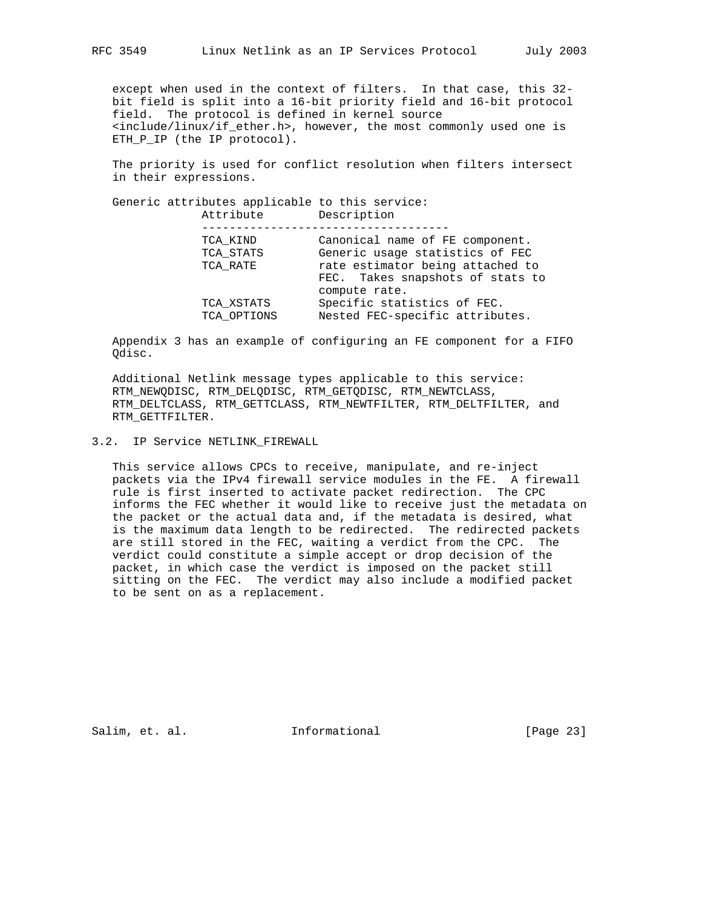except when used in the context of filters. In that case, this 32-bit field is split into a 16-bit priority field and 16-bit protocol field. The protocol is defined in kernel source <include/linux/if_ether.h>, however, the most commonly used one is ETH_P_IP (the IP protocol).

The priority is used for conflict resolution when filters intersect in their expressions.

Generic attributes applicable to this service:

| Attribute | Description |
| --- | --- |
| TCA_KIND | Canonical name of FE component. |
| TCA_STATS | Generic usage statistics of FEC |
| TCA_RATE | rate estimator being attached to FEC. Takes snapshots of stats to compute rate. |
| TCA_XSTATS | Specific statistics of FEC. |
| TCA_OPTIONS | Nested FEC-specific attributes. |

Appendix 3 has an example of configuring an FE component for a FIFO Qdisc.

Additional Netlink message types applicable to this service: RTM_NEWQDISC, RTM_DELQDISC, RTM_GETQDISC, RTM_NEWTCLASS, RTM_DELTCLASS, RTM_GETTCLASS, RTM_NEWTFILTER, RTM_DELTFILTER, and RTM_GETTFILTER.

### 3.2. IP Service NETLINK_FIREWALL

This service allows CPCs to receive, manipulate, and re-inject packets via the IPv4 firewall service modules in the FE. A firewall rule is first inserted to activate packet redirection. The CPC informs the FEC whether it would like to receive just the metadata on the packet or the actual data and, if the metadata is desired, what is the maximum data length to be redirected. The redirected packets are still stored in the FEC, waiting a verdict from the CPC. The verdict could constitute a simple accept or drop decision of the packet, in which case the verdict is imposed on the packet still sitting on the FEC. The verdict may also include a modified packet to be sent on as a replacement.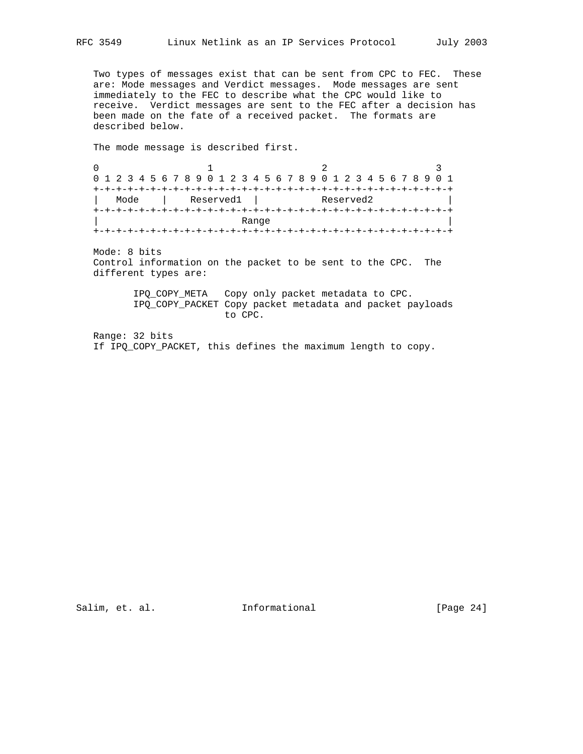Two types of messages exist that can be sent from CPC to FEC. These are: Mode messages and Verdict messages. Mode messages are sent immediately to the FEC to describe what the CPC would like to receive. Verdict messages are sent to the FEC after a decision has been made on the fate of a received packet. The formats are described below.

The mode message is described first.

```
 0                   1                   2                   3
 0 1 2 3 4 5 6 7 8 9 0 1 2 3 4 5 6 7 8 9 0 1 2 3 4 5 6 7 8 9 0 1
+-+-+-+-+-+-+-+-+-+-+-+-+-+-+-+-+-+-+-+-+-+-+-+-+-+-+-+-+-+-+-+-+
|   Mode    |    Reserved1  |           Reserved2               |
+-+-+-+-+-+-+-+-+-+-+-+-+-+-+-+-+-+-+-+-+-+-+-+-+-+-+-+-+-+-+-+-+
|                         Range                                 |
+-+-+-+-+-+-+-+-+-+-+-+-+-+-+-+-+-+-+-+-+-+-+-+-+-+-+-+-+-+-+-+-+
```

Mode: 8 bits
Control information on the packet to be sent to the CPC. The different types are:

```
IPQ_COPY_META   Copy only packet metadata to CPC.
IPQ_COPY_PACKET Copy packet metadata and packet payloads
                to CPC.
```

Range: 32 bits
If IPQ_COPY_PACKET, this defines the maximum length to copy.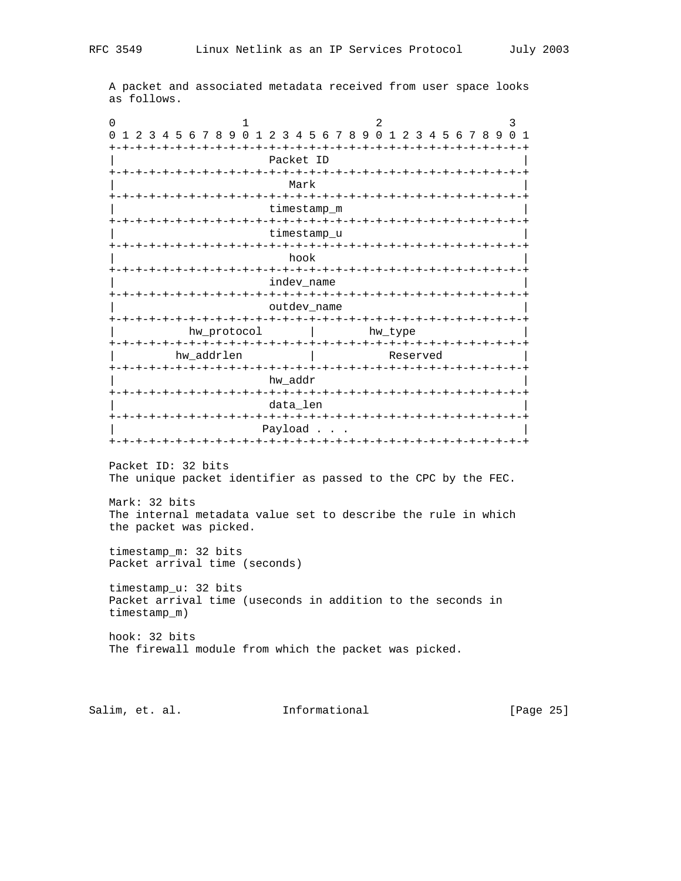A packet and associated metadata received from user space looks as follows.

```
 0                   1                   2                   3
 0 1 2 3 4 5 6 7 8 9 0 1 2 3 4 5 6 7 8 9 0 1 2 3 4 5 6 7 8 9 0 1
+-+-+-+-+-+-+-+-+-+-+-+-+-+-+-+-+-+-+-+-+-+-+-+-+-+-+-+-+-+-+-+-+
|                        Packet ID                              |
+-+-+-+-+-+-+-+-+-+-+-+-+-+-+-+-+-+-+-+-+-+-+-+-+-+-+-+-+-+-+-+-+
|                           Mark                                |
+-+-+-+-+-+-+-+-+-+-+-+-+-+-+-+-+-+-+-+-+-+-+-+-+-+-+-+-+-+-+-+-+
|                        timestamp_m                            |
+-+-+-+-+-+-+-+-+-+-+-+-+-+-+-+-+-+-+-+-+-+-+-+-+-+-+-+-+-+-+-+-+
|                        timestamp_u                            |
+-+-+-+-+-+-+-+-+-+-+-+-+-+-+-+-+-+-+-+-+-+-+-+-+-+-+-+-+-+-+-+-+
|                           hook                                |
+-+-+-+-+-+-+-+-+-+-+-+-+-+-+-+-+-+-+-+-+-+-+-+-+-+-+-+-+-+-+-+-+
|                        indev_name                             |
+-+-+-+-+-+-+-+-+-+-+-+-+-+-+-+-+-+-+-+-+-+-+-+-+-+-+-+-+-+-+-+-+
|                        outdev_name                            |
+-+-+-+-+-+-+-+-+-+-+-+-+-+-+-+-+-+-+-+-+-+-+-+-+-+-+-+-+-+-+-+-+
|           hw_protocol       |        hw_type                  |
+-+-+-+-+-+-+-+-+-+-+-+-+-+-+-+-+-+-+-+-+-+-+-+-+-+-+-+-+-+-+-+-+
|         hw_addrlen          |           Reserved              |
+-+-+-+-+-+-+-+-+-+-+-+-+-+-+-+-+-+-+-+-+-+-+-+-+-+-+-+-+-+-+-+-+
|                        hw_addr                                |
+-+-+-+-+-+-+-+-+-+-+-+-+-+-+-+-+-+-+-+-+-+-+-+-+-+-+-+-+-+-+-+-+
|                        data_len                               |
+-+-+-+-+-+-+-+-+-+-+-+-+-+-+-+-+-+-+-+-+-+-+-+-+-+-+-+-+-+-+-+-+
|                       Payload . . .                           |
+-+-+-+-+-+-+-+-+-+-+-+-+-+-+-+-+-+-+-+-+-+-+-+-+-+-+-+-+-+-+-+-+
```

Packet ID: 32 bits
The unique packet identifier as passed to the CPC by the FEC.

Mark: 32 bits
The internal metadata value set to describe the rule in which the packet was picked.

timestamp_m: 32 bits
Packet arrival time (seconds)

timestamp_u: 32 bits
Packet arrival time (useconds in addition to the seconds in timestamp_m)

hook: 32 bits
The firewall module from which the packet was picked.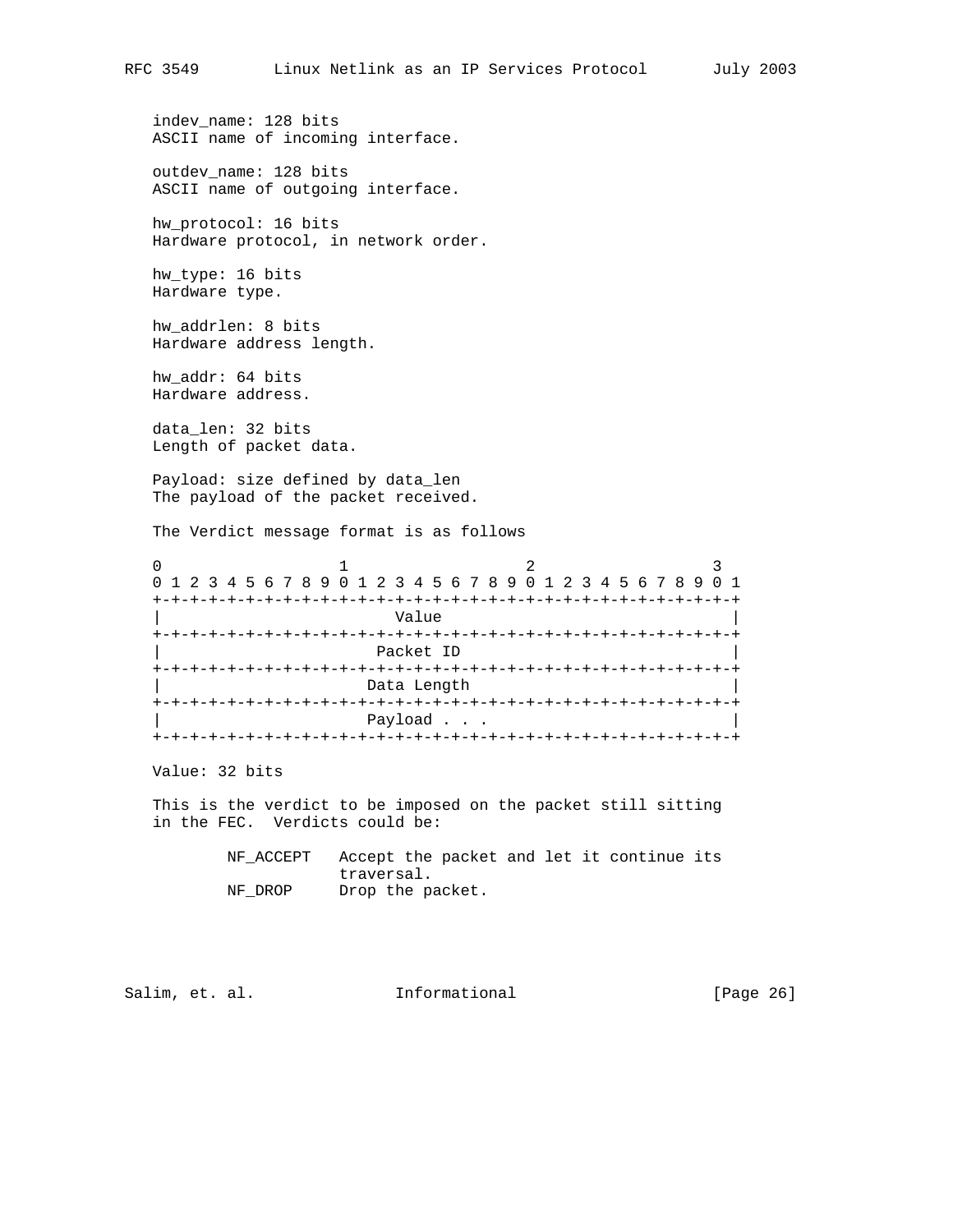indev_name: 128 bits
ASCII name of incoming interface.

outdev_name: 128 bits
ASCII name of outgoing interface.

hw_protocol: 16 bits
Hardware protocol, in network order.

hw_type: 16 bits
Hardware type.

hw_addrlen: 8 bits
Hardware address length.

hw_addr: 64 bits
Hardware address.

data_len: 32 bits
Length of packet data.

Payload: size defined by data_len
The payload of the packet received.

The Verdict message format is as follows

```
 0                   1                   2                   3
 0 1 2 3 4 5 6 7 8 9 0 1 2 3 4 5 6 7 8 9 0 1 2 3 4 5 6 7 8 9 0 1
+-+-+-+-+-+-+-+-+-+-+-+-+-+-+-+-+-+-+-+-+-+-+-+-+-+-+-+-+-+-+-+-+
|                           Value                               |
+-+-+-+-+-+-+-+-+-+-+-+-+-+-+-+-+-+-+-+-+-+-+-+-+-+-+-+-+-+-+-+-+
|                         Packet ID                             |
+-+-+-+-+-+-+-+-+-+-+-+-+-+-+-+-+-+-+-+-+-+-+-+-+-+-+-+-+-+-+-+-+
|                        Data Length                            |
+-+-+-+-+-+-+-+-+-+-+-+-+-+-+-+-+-+-+-+-+-+-+-+-+-+-+-+-+-+-+-+-+
|                        Payload . . .                          |
+-+-+-+-+-+-+-+-+-+-+-+-+-+-+-+-+-+-+-+-+-+-+-+-+-+-+-+-+-+-+-+-+
```

Value: 32 bits

This is the verdict to be imposed on the packet still sitting in the FEC. Verdicts could be:

```
        NF_ACCEPT   Accept the packet and let it continue its
                    traversal.
        NF_DROP     Drop the packet.
```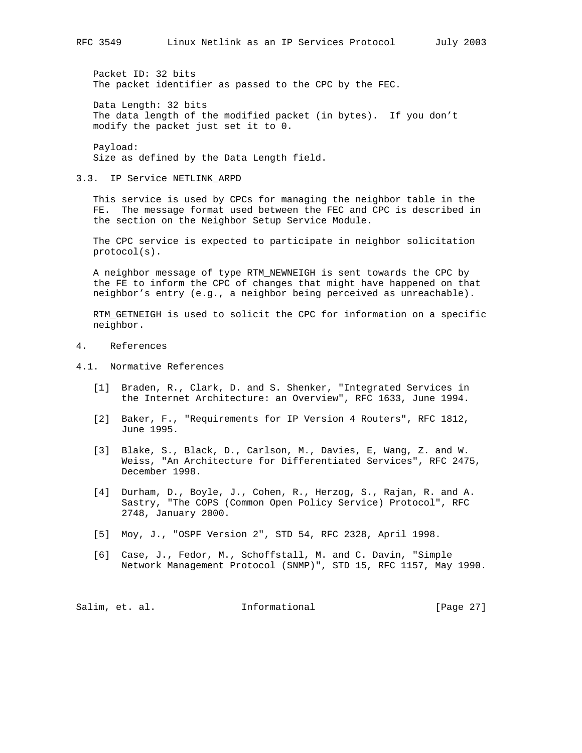Packet ID: 32 bits
The packet identifier as passed to the CPC by the FEC.

Data Length: 32 bits
The data length of the modified packet (in bytes). If you don't modify the packet just set it to 0.

Payload:
Size as defined by the Data Length field.

### 3.3. IP Service NETLINK_ARPD

This service is used by CPCs for managing the neighbor table in the FE. The message format used between the FEC and CPC is described in the section on the Neighbor Setup Service Module.

The CPC service is expected to participate in neighbor solicitation protocol(s).

A neighbor message of type RTM_NEWNEIGH is sent towards the CPC by the FE to inform the CPC of changes that might have happened on that neighbor's entry (e.g., a neighbor being perceived as unreachable).

RTM_GETNEIGH is used to solicit the CPC for information on a specific neighbor.

## 4. References

### 4.1. Normative References

[1] Braden, R., Clark, D. and S. Shenker, "Integrated Services in the Internet Architecture: an Overview", RFC 1633, June 1994.

[2] Baker, F., "Requirements for IP Version 4 Routers", RFC 1812, June 1995.

[3] Blake, S., Black, D., Carlson, M., Davies, E, Wang, Z. and W. Weiss, "An Architecture for Differentiated Services", RFC 2475, December 1998.

[4] Durham, D., Boyle, J., Cohen, R., Herzog, S., Rajan, R. and A. Sastry, "The COPS (Common Open Policy Service) Protocol", RFC 2748, January 2000.

[5] Moy, J., "OSPF Version 2", STD 54, RFC 2328, April 1998.

[6] Case, J., Fedor, M., Schoffstall, M. and C. Davin, "Simple Network Management Protocol (SNMP)", STD 15, RFC 1157, May 1990.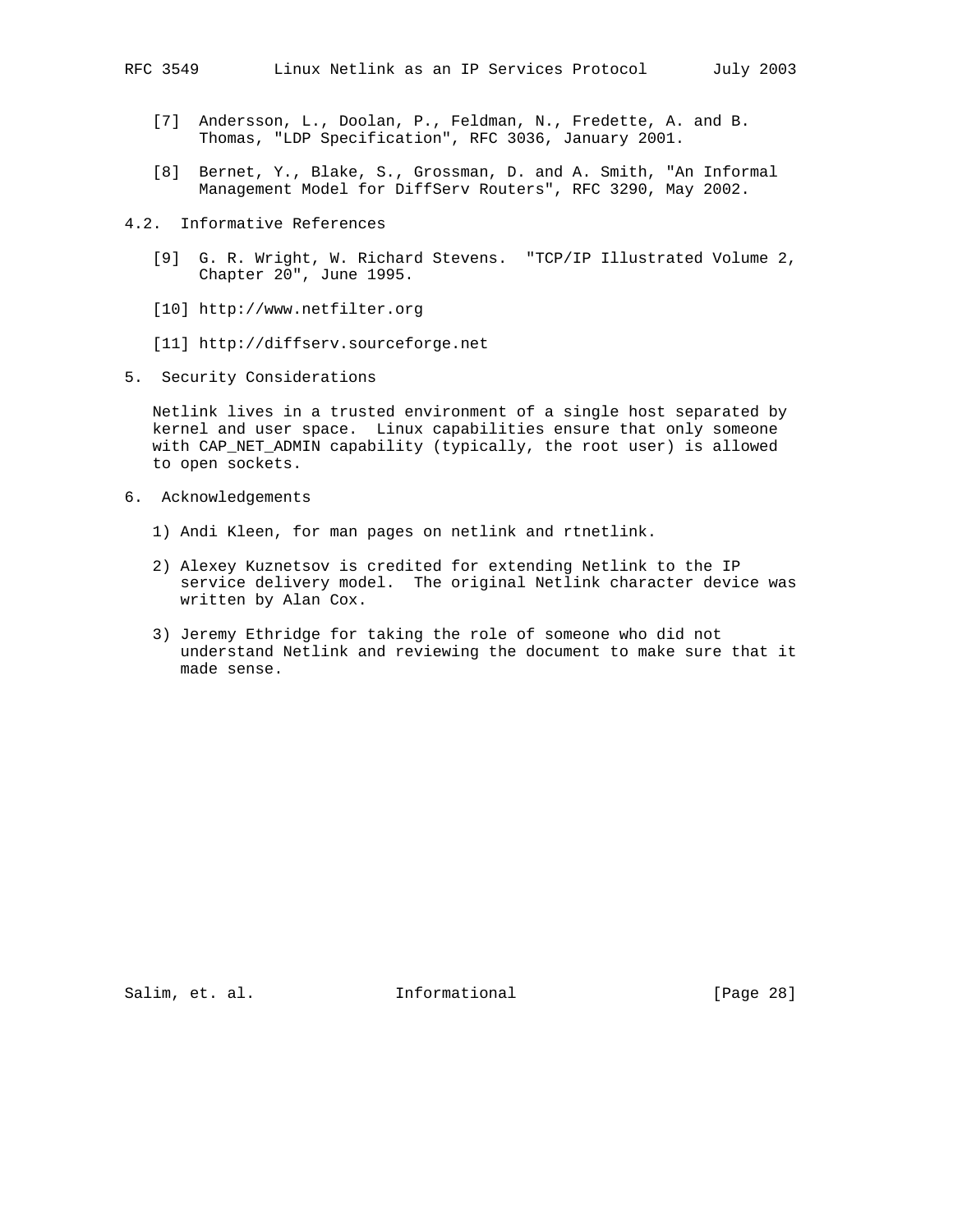[7] Andersson, L., Doolan, P., Feldman, N., Fredette, A. and B. Thomas, "LDP Specification", RFC 3036, January 2001.

[8] Bernet, Y., Blake, S., Grossman, D. and A. Smith, "An Informal Management Model for DiffServ Routers", RFC 3290, May 2002.

## 4.2. Informative References

[9] G. R. Wright, W. Richard Stevens. "TCP/IP Illustrated Volume 2, Chapter 20", June 1995.

[10] http://www.netfilter.org

[11] http://diffserv.sourceforge.net

# 5. Security Considerations

Netlink lives in a trusted environment of a single host separated by kernel and user space. Linux capabilities ensure that only someone with CAP_NET_ADMIN capability (typically, the root user) is allowed to open sockets.

# 6. Acknowledgements

1) Andi Kleen, for man pages on netlink and rtnetlink.

2) Alexey Kuznetsov is credited for extending Netlink to the IP service delivery model. The original Netlink character device was written by Alan Cox.

3) Jeremy Ethridge for taking the role of someone who did not understand Netlink and reviewing the document to make sure that it made sense.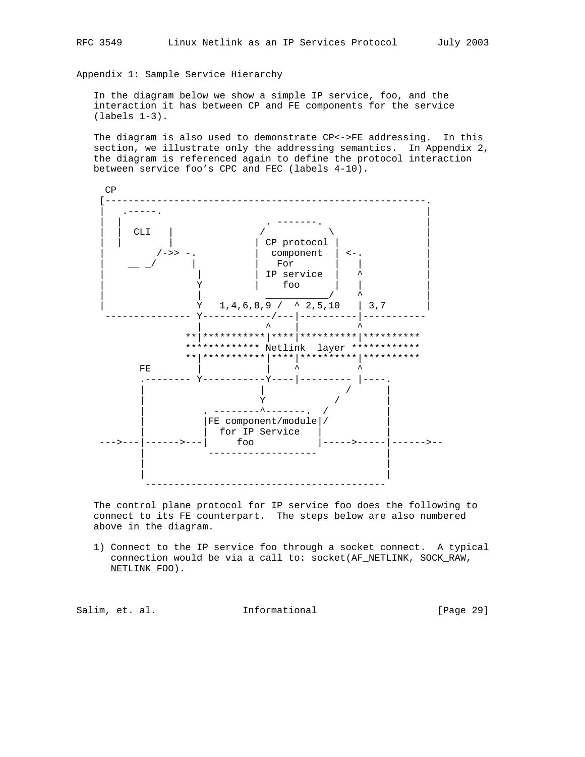## Appendix 1: Sample Service Hierarchy

In the diagram below we show a simple IP service, foo, and the interaction it has between CP and FE components for the service (labels 1-3).

The diagram is also used to demonstrate CP<->FE addressing. In this section, we illustrate only the addressing semantics. In Appendix 2, the diagram is referenced again to define the protocol interaction between service foo's CPC and FEC (labels 4-10).

```
     CP
    [--------------------------------------------------------.
    |   .-----.                                              |
    |   |                      . -------.                    |
    |   |  CLI   |            /          \                   |
    |   |        |           | CP protocol |                 |
    |         /->> -.        |  component  | <-.             |
    |     __ _/      |       |   For       |   |             |
    |                |       | IP service  |   ^             |
    |               Y        |    foo      |   |             |
    |                |        ___________/    ^              |
    |               Y   1,4,6,8,9 /  ^ 2,5,10   | 3,7        |
     --------------- Y------------/---|----------|-----------
                     |           ^    |          ^
                  **|***********|****|**********|**********
                  ************* Netlink  layer ************
                  **|***********|****|**********|**********
           FE        |           |    ^          ^
           .-------- Y-----------Y----|--------- |----.
           |                     |              /     |
           |                     Y            /       |
           |           . --------^-------.  /         |
           |           |FE component/module|/         |
           |           |  for IP Service   |          |
    --->---|------>---|     foo           |----->-----|------>--
           |            -------------------           |
           |                                          |
           |                                          |
            ------------------------------------------
```

The control plane protocol for IP service foo does the following to connect to its FE counterpart. The steps below are also numbered above in the diagram.

1) Connect to the IP service foo through a socket connect. A typical connection would be via a call to: socket(AF_NETLINK, SOCK_RAW, NETLINK_FOO).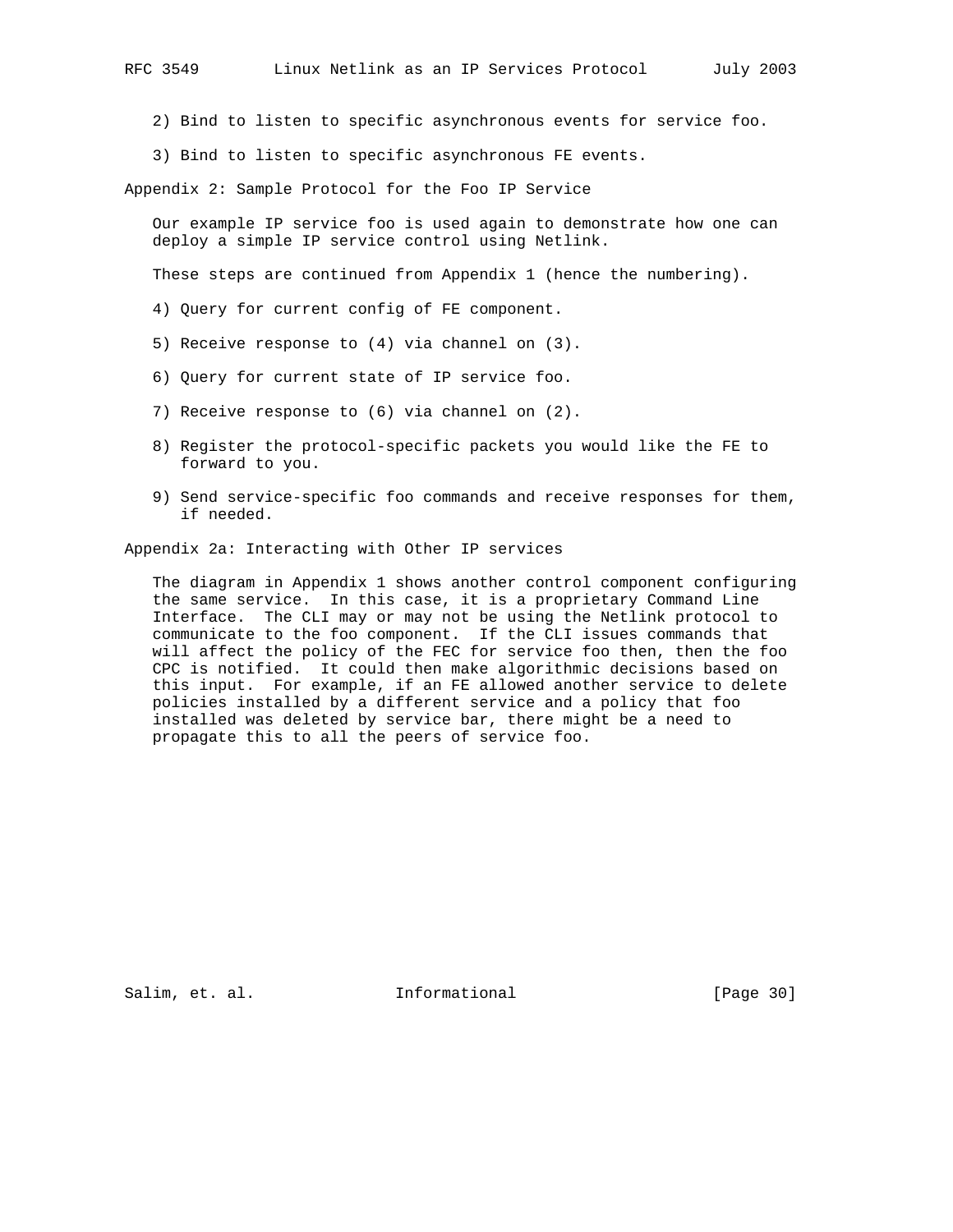2) Bind to listen to specific asynchronous events for service foo.

3) Bind to listen to specific asynchronous FE events.

## Appendix 2: Sample Protocol for the Foo IP Service

Our example IP service foo is used again to demonstrate how one can deploy a simple IP service control using Netlink.

These steps are continued from Appendix 1 (hence the numbering).

4) Query for current config of FE component.

5) Receive response to (4) via channel on (3).

6) Query for current state of IP service foo.

7) Receive response to (6) via channel on (2).

8) Register the protocol-specific packets you would like the FE to forward to you.

9) Send service-specific foo commands and receive responses for them, if needed.

## Appendix 2a: Interacting with Other IP services

The diagram in Appendix 1 shows another control component configuring the same service. In this case, it is a proprietary Command Line Interface. The CLI may or may not be using the Netlink protocol to communicate to the foo component. If the CLI issues commands that will affect the policy of the FEC for service foo then, then the foo CPC is notified. It could then make algorithmic decisions based on this input. For example, if an FE allowed another service to delete policies installed by a different service and a policy that foo installed was deleted by service bar, there might be a need to propagate this to all the peers of service foo.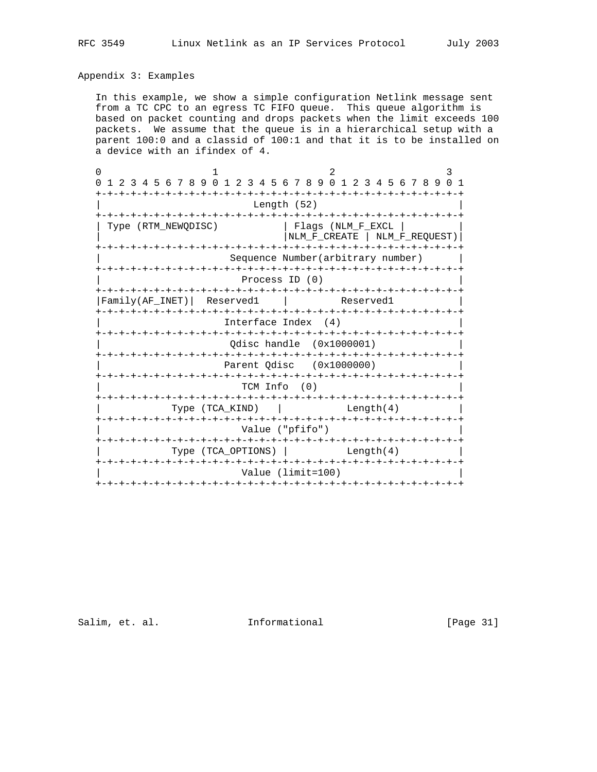## Appendix 3: Examples

In this example, we show a simple configuration Netlink message sent from a TC CPC to an egress TC FIFO queue. This queue algorithm is based on packet counting and drops packets when the limit exceeds 100 packets. We assume that the queue is in a hierarchical setup with a parent 100:0 and a classid of 100:1 and that it is to be installed on a device with an ifindex of 4.

```
 0                   1                   2                   3
 0 1 2 3 4 5 6 7 8 9 0 1 2 3 4 5 6 7 8 9 0 1 2 3 4 5 6 7 8 9 0 1
+-+-+-+-+-+-+-+-+-+-+-+-+-+-+-+-+-+-+-+-+-+-+-+-+-+-+-+-+-+-+-+-+
|                          Length (52)                          |
+-+-+-+-+-+-+-+-+-+-+-+-+-+-+-+-+-+-+-+-+-+-+-+-+-+-+-+-+-+-+-+-+
| Type (RTM_NEWQDISC)           | Flags (NLM_F_EXCL |           |
|                               |NLM_F_CREATE | NLM_F_REQUEST)|
+-+-+-+-+-+-+-+-+-+-+-+-+-+-+-+-+-+-+-+-+-+-+-+-+-+-+-+-+-+-+-+-+
|                      Sequence Number(arbitrary number)        |
+-+-+-+-+-+-+-+-+-+-+-+-+-+-+-+-+-+-+-+-+-+-+-+-+-+-+-+-+-+-+-+-+
|                        Process ID (0)                         |
+-+-+-+-+-+-+-+-+-+-+-+-+-+-+-+-+-+-+-+-+-+-+-+-+-+-+-+-+-+-+-+-+
|Family(AF_INET)|  Reserved1    |         Reserved1             |
+-+-+-+-+-+-+-+-+-+-+-+-+-+-+-+-+-+-+-+-+-+-+-+-+-+-+-+-+-+-+-+-+
|                     Interface Index  (4)                      |
+-+-+-+-+-+-+-+-+-+-+-+-+-+-+-+-+-+-+-+-+-+-+-+-+-+-+-+-+-+-+-+-+
|                      Qdisc handle  (0x1000001)                |
+-+-+-+-+-+-+-+-+-+-+-+-+-+-+-+-+-+-+-+-+-+-+-+-+-+-+-+-+-+-+-+-+
|                     Parent Qdisc   (0x1000000)                |
+-+-+-+-+-+-+-+-+-+-+-+-+-+-+-+-+-+-+-+-+-+-+-+-+-+-+-+-+-+-+-+-+
|                        TCM Info  (0)                          |
+-+-+-+-+-+-+-+-+-+-+-+-+-+-+-+-+-+-+-+-+-+-+-+-+-+-+-+-+-+-+-+-+
|            Type (TCA_KIND)   |           Length(4)            |
+-+-+-+-+-+-+-+-+-+-+-+-+-+-+-+-+-+-+-+-+-+-+-+-+-+-+-+-+-+-+-+-+
|                        Value ("pfifo")                        |
+-+-+-+-+-+-+-+-+-+-+-+-+-+-+-+-+-+-+-+-+-+-+-+-+-+-+-+-+-+-+-+-+
|            Type (TCA_OPTIONS) |          Length(4)             |
+-+-+-+-+-+-+-+-+-+-+-+-+-+-+-+-+-+-+-+-+-+-+-+-+-+-+-+-+-+-+-+-+
|                        Value (limit=100)                      |
+-+-+-+-+-+-+-+-+-+-+-+-+-+-+-+-+-+-+-+-+-+-+-+-+-+-+-+-+-+-+-+-+
```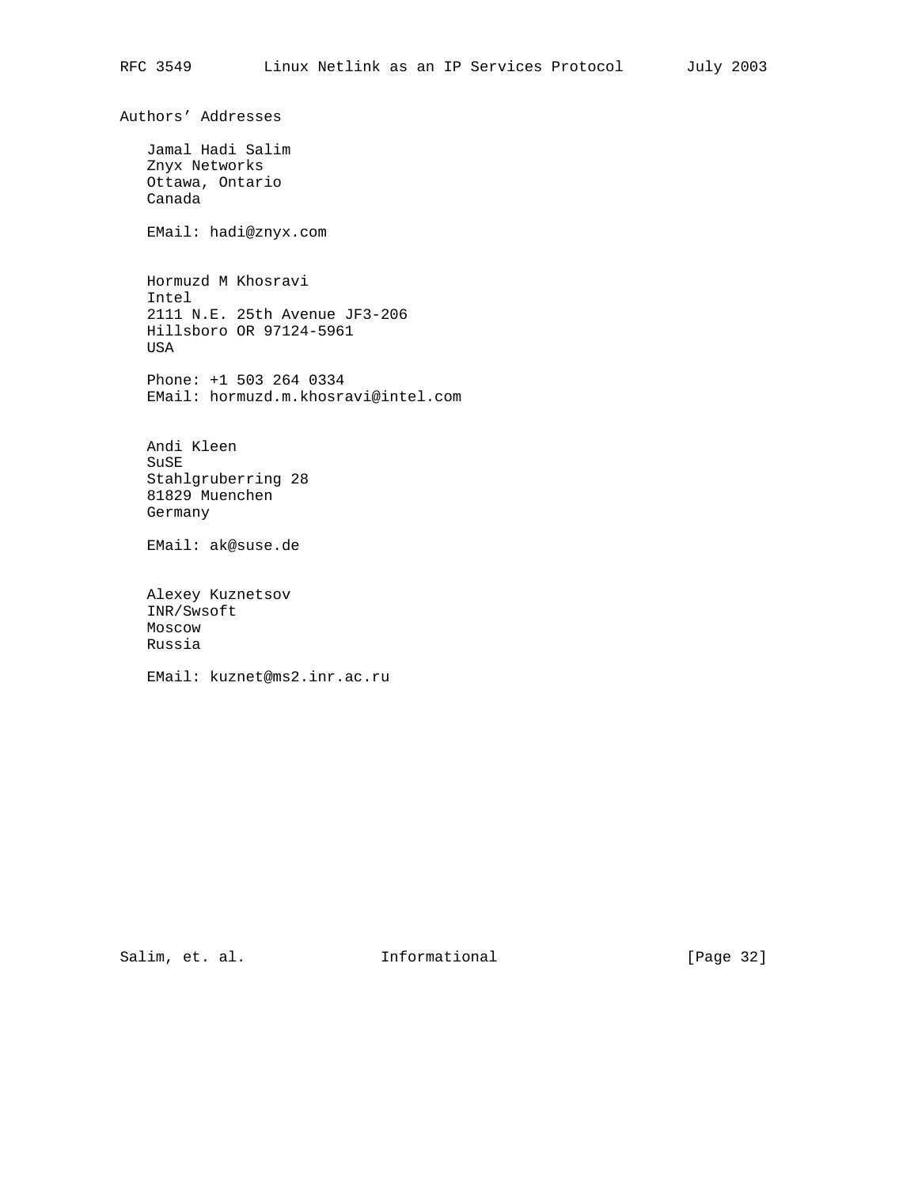## Authors' Addresses

Jamal Hadi Salim
Znyx Networks
Ottawa, Ontario
Canada

EMail: hadi@znyx.com

Hormuzd M Khosravi
Intel
2111 N.E. 25th Avenue JF3-206
Hillsboro OR 97124-5961
USA

Phone: +1 503 264 0334
EMail: hormuzd.m.khosravi@intel.com

Andi Kleen
SuSE
Stahlgruberring 28
81829 Muenchen
Germany

EMail: ak@suse.de

Alexey Kuznetsov
INR/Swsoft
Moscow
Russia

EMail: kuznet@ms2.inr.ac.ru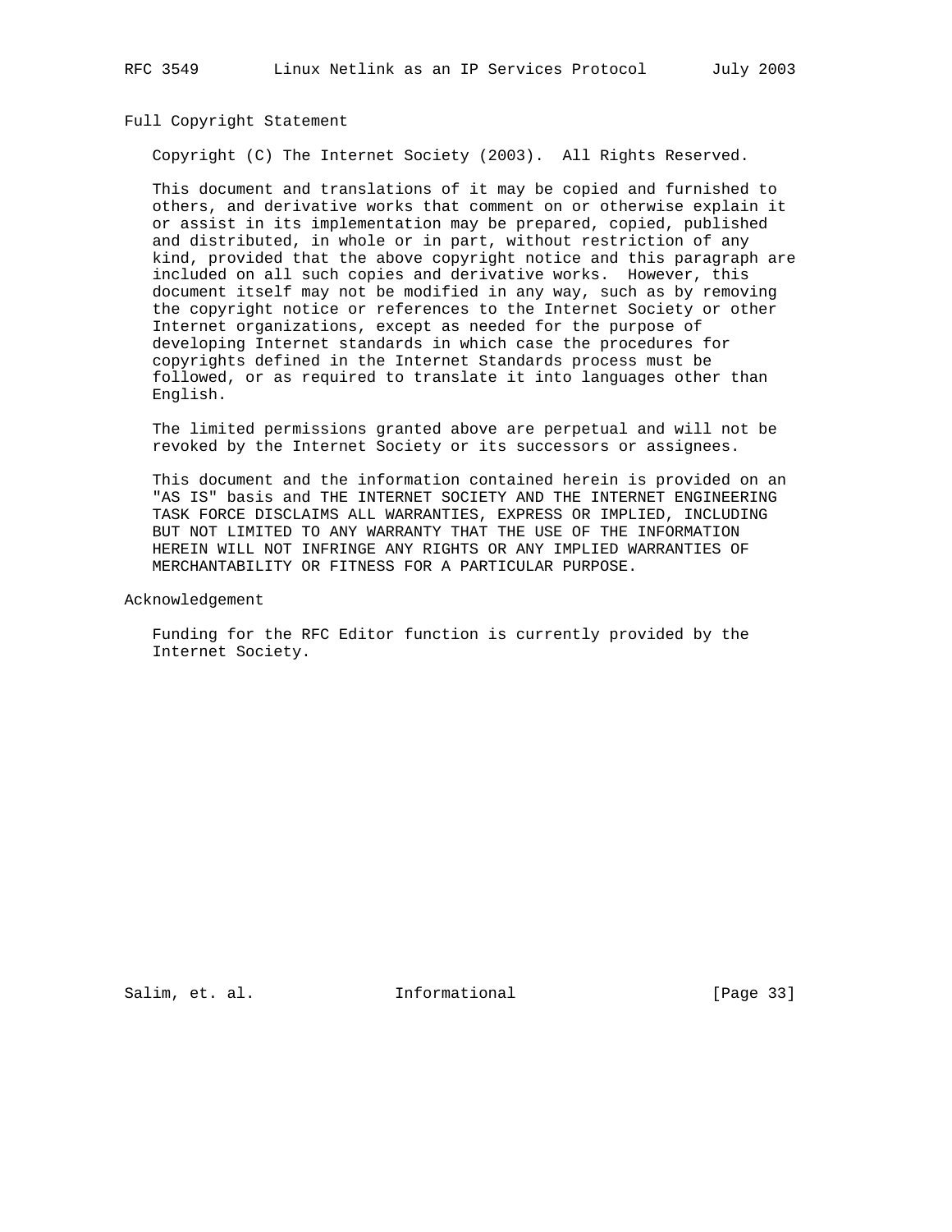## Full Copyright Statement

Copyright (C) The Internet Society (2003). All Rights Reserved.

This document and translations of it may be copied and furnished to others, and derivative works that comment on or otherwise explain it or assist in its implementation may be prepared, copied, published and distributed, in whole or in part, without restriction of any kind, provided that the above copyright notice and this paragraph are included on all such copies and derivative works. However, this document itself may not be modified in any way, such as by removing the copyright notice or references to the Internet Society or other Internet organizations, except as needed for the purpose of developing Internet standards in which case the procedures for copyrights defined in the Internet Standards process must be followed, or as required to translate it into languages other than English.

The limited permissions granted above are perpetual and will not be revoked by the Internet Society or its successors or assignees.

This document and the information contained herein is provided on an "AS IS" basis and THE INTERNET SOCIETY AND THE INTERNET ENGINEERING TASK FORCE DISCLAIMS ALL WARRANTIES, EXPRESS OR IMPLIED, INCLUDING BUT NOT LIMITED TO ANY WARRANTY THAT THE USE OF THE INFORMATION HEREIN WILL NOT INFRINGE ANY RIGHTS OR ANY IMPLIED WARRANTIES OF MERCHANTABILITY OR FITNESS FOR A PARTICULAR PURPOSE.

## Acknowledgement

Funding for the RFC Editor function is currently provided by the Internet Society.